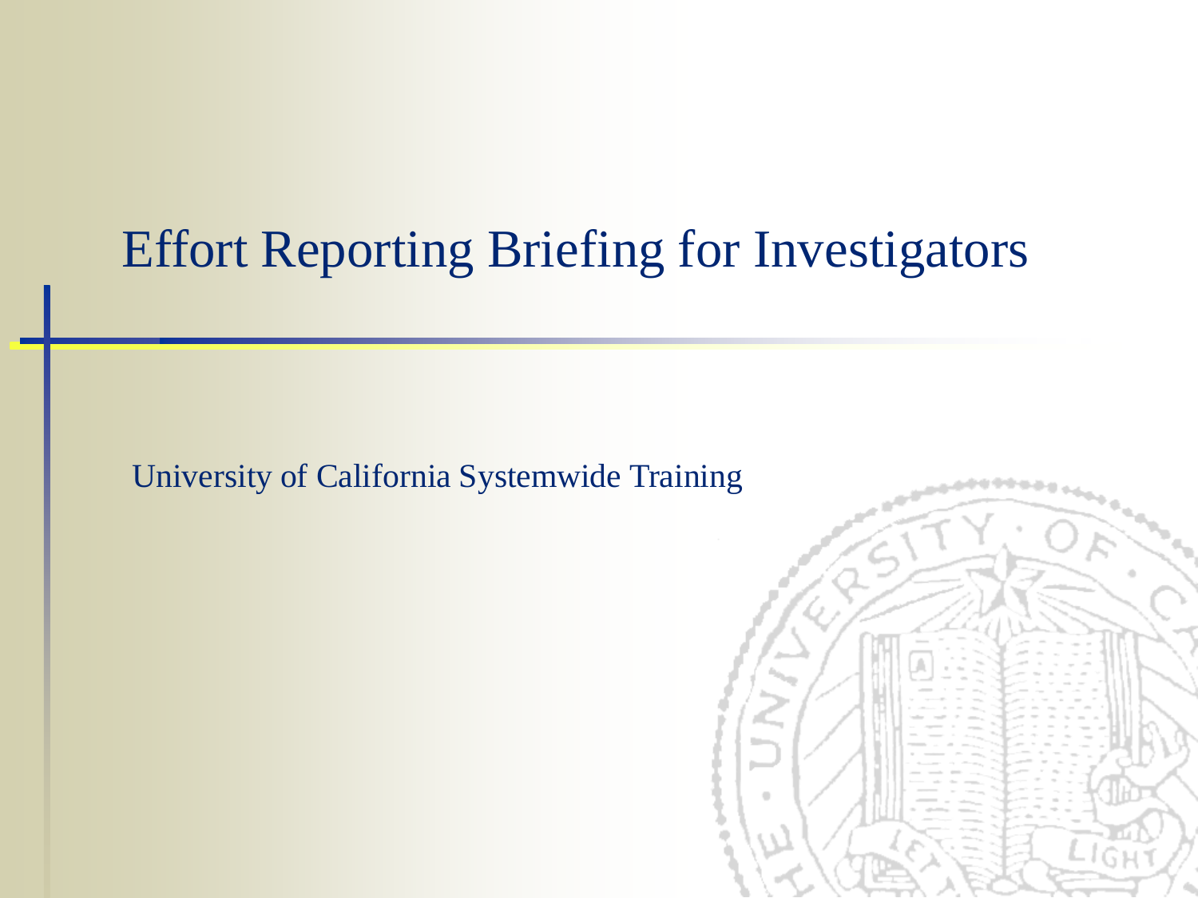# Effort Reporting Briefing for Investigators

University of California Systemwide Training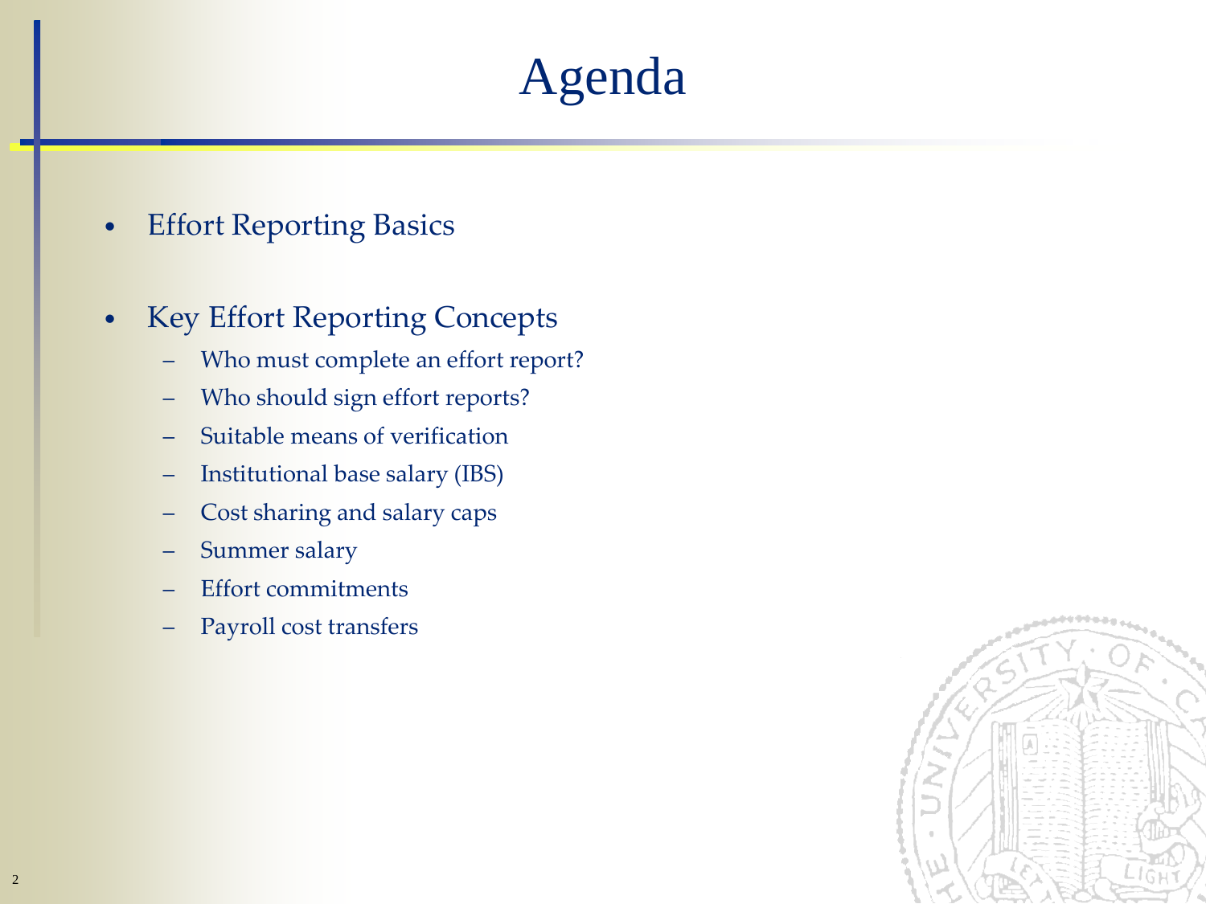# Agenda

- Effort Reporting Basics

- Key Effort Reporting Concepts
  - Who must complete an effort report?
  - Who should sign effort reports?
  - Suitable means of verification
  - Institutional base salary (IBS)
  - Cost sharing and salary caps
  - Summer salary
  - Effort commitments
  - Payroll cost transfers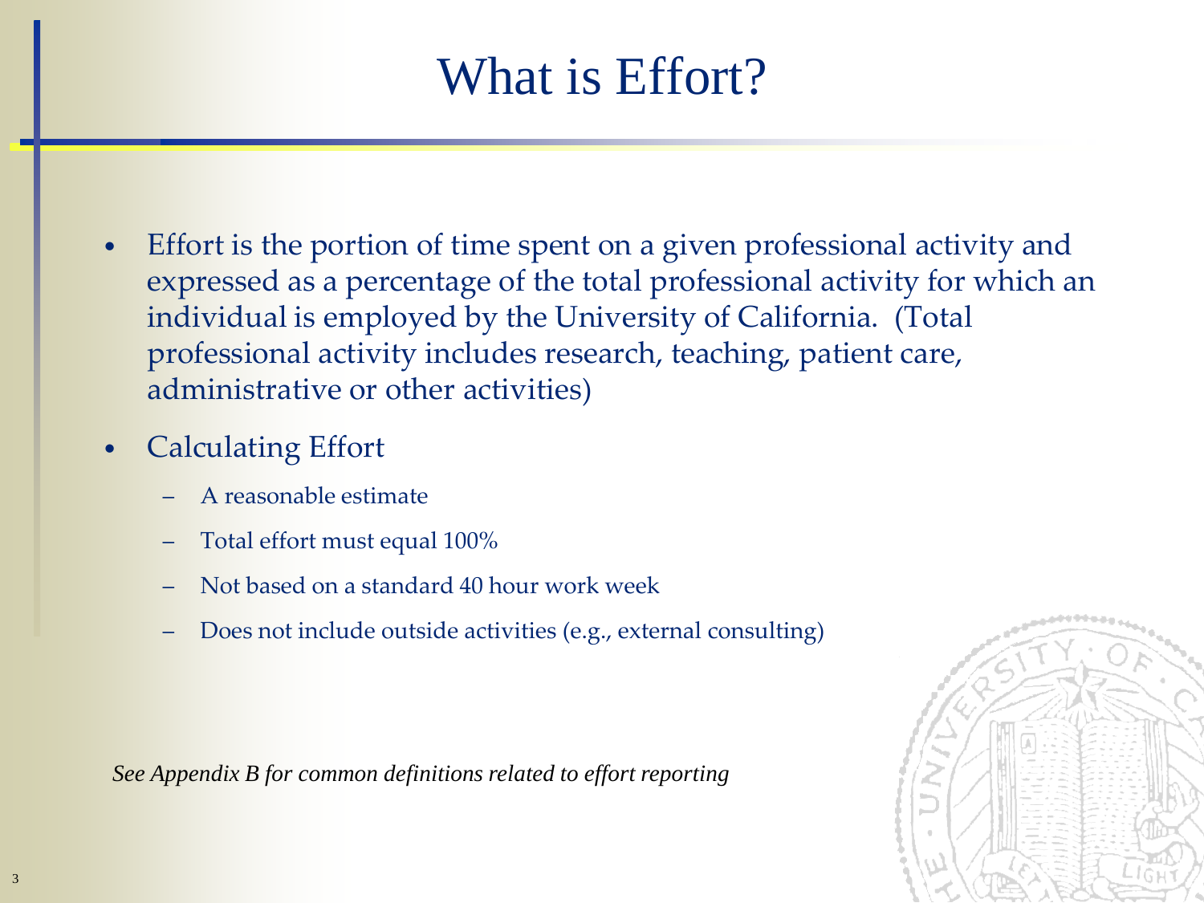# What is Effort?

- Effort is the portion of time spent on a given professional activity and expressed as a percentage of the total professional activity for which an individual is employed by the University of California. (Total professional activity includes research, teaching, patient care, administrative or other activities)
- Calculating Effort
  - A reasonable estimate
  - Total effort must equal 100%
  - Not based on a standard 40 hour work week
  - Does not include outside activities (e.g., external consulting)

*See Appendix B for common definitions related to effort reporting*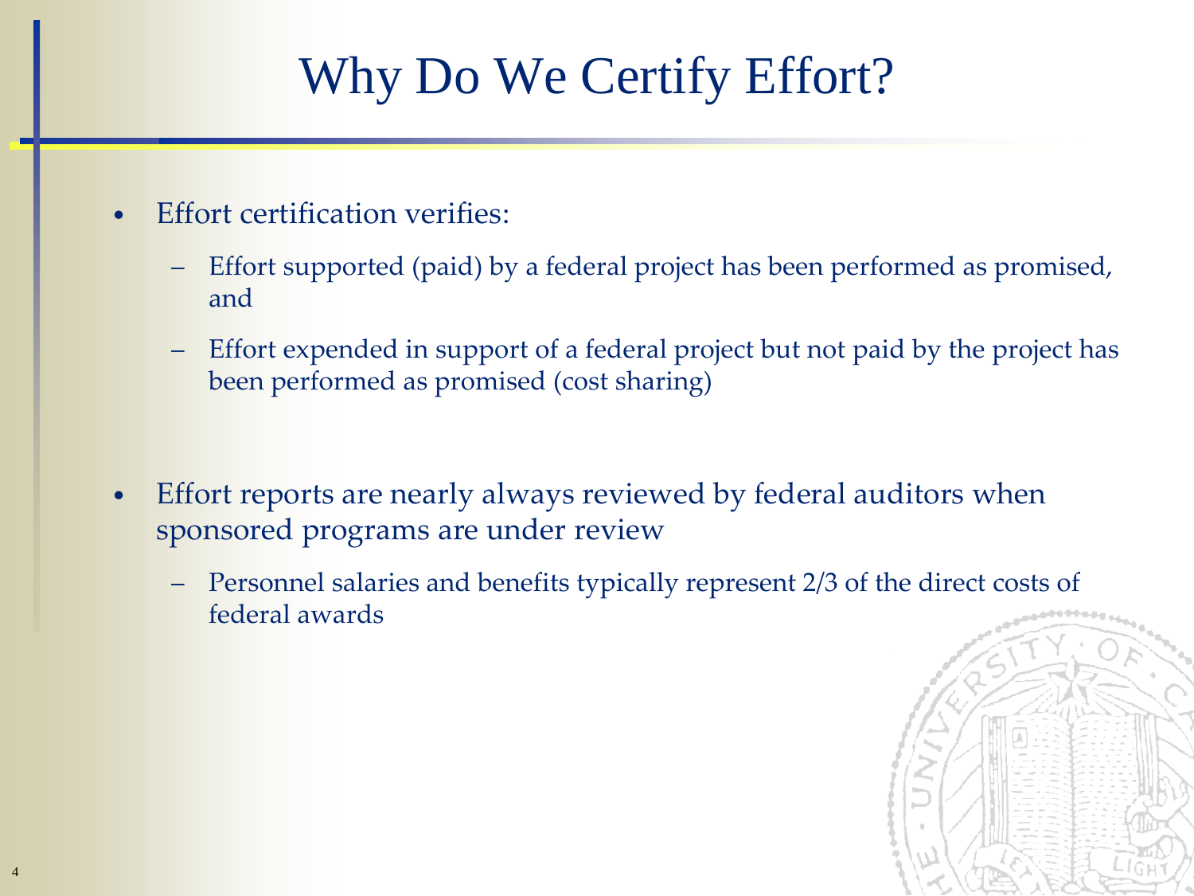# Why Do We Certify Effort?

- Effort certification verifies:
  - Effort supported (paid) by a federal project has been performed as promised, and
  - Effort expended in support of a federal project but not paid by the project has been performed as promised (cost sharing)

- Effort reports are nearly always reviewed by federal auditors when sponsored programs are under review
  - Personnel salaries and benefits typically represent 2/3 of the direct costs of federal awards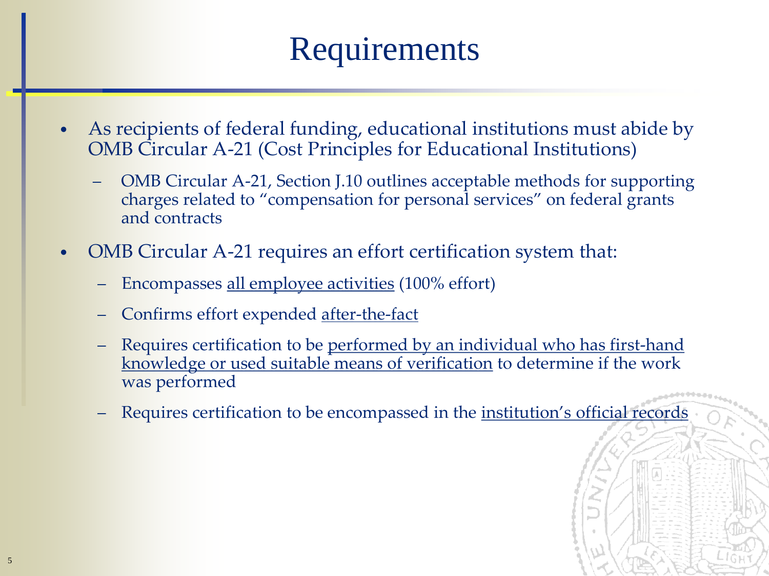# Requirements

- As recipients of federal funding, educational institutions must abide by OMB Circular A-21 (Cost Principles for Educational Institutions)
  - OMB Circular A-21, Section J.10 outlines acceptable methods for supporting charges related to "compensation for personal services" on federal grants and contracts
- OMB Circular A-21 requires an effort certification system that:
  - Encompasses <u>all employee activities</u> (100% effort)
  - Confirms effort expended <u>after-the-fact</u>
  - Requires certification to be <u>performed by an individual who has first-hand knowledge or used suitable means of verification</u> to determine if the work was performed
  - Requires certification to be encompassed in the <u>institution's official records</u>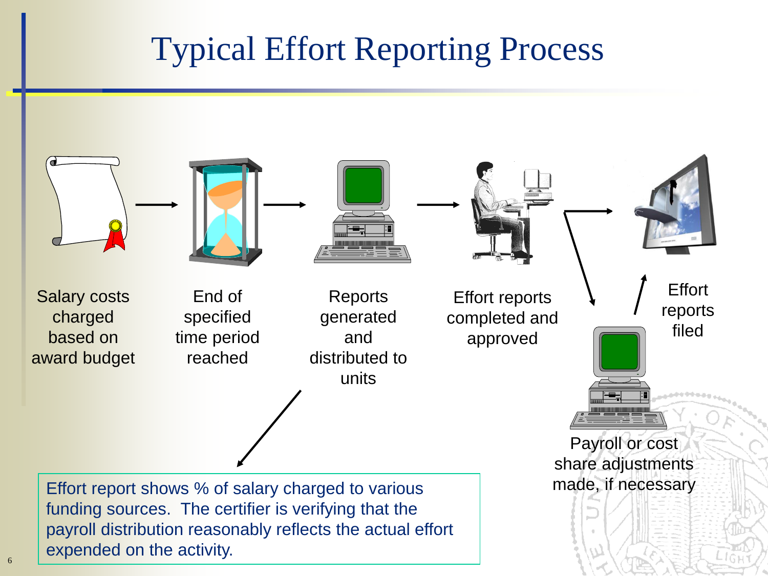# Typical Effort Reporting Process

Salary costs charged based on award budget

End of specified time period reached

Reports generated and distributed to units

Effort reports completed and approved

Payroll or cost share adjustments made, if necessary

Effort reports filed

Effort report shows % of salary charged to various funding sources. The certifier is verifying that the payroll distribution reasonably reflects the actual effort expended on the activity.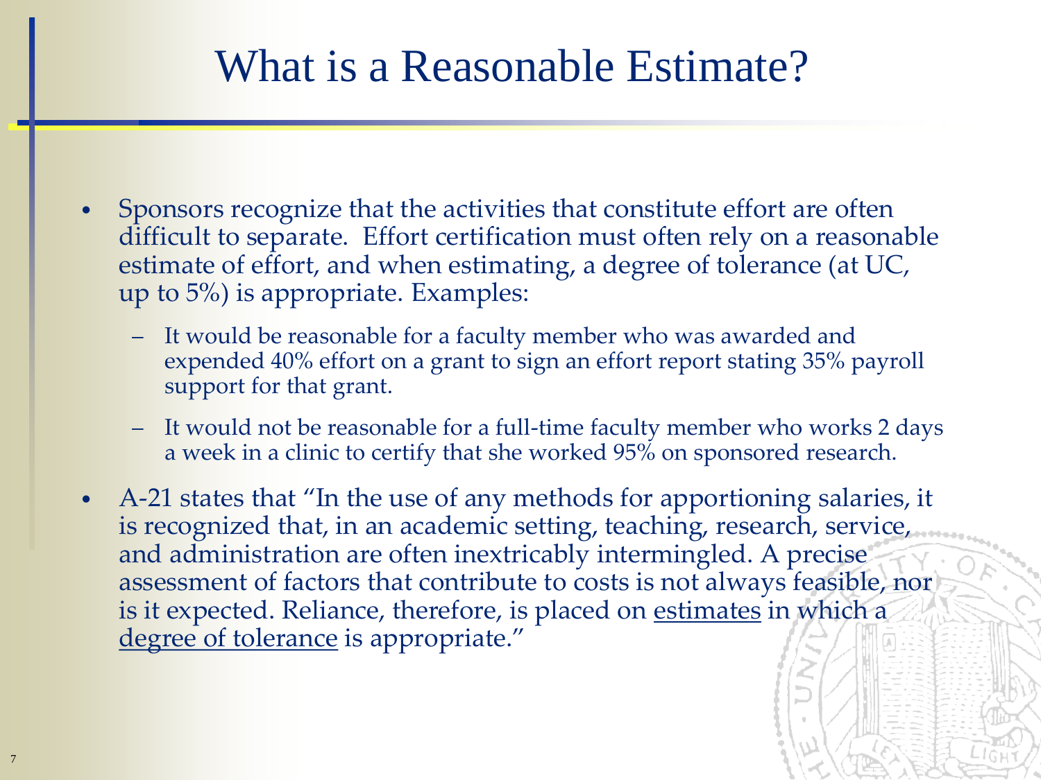# What is a Reasonable Estimate?

- Sponsors recognize that the activities that constitute effort are often difficult to separate. Effort certification must often rely on a reasonable estimate of effort, and when estimating, a degree of tolerance (at UC, up to 5%) is appropriate. Examples:
  - It would be reasonable for a faculty member who was awarded and expended 40% effort on a grant to sign an effort report stating 35% payroll support for that grant.
  - It would not be reasonable for a full-time faculty member who works 2 days a week in a clinic to certify that she worked 95% on sponsored research.
- A-21 states that "In the use of any methods for apportioning salaries, it is recognized that, in an academic setting, teaching, research, service, and administration are often inextricably intermingled. A precise assessment of factors that contribute to costs is not always feasible, nor is it expected. Reliance, therefore, is placed on <u>estimates</u> in which a <u>degree of tolerance</u> is appropriate."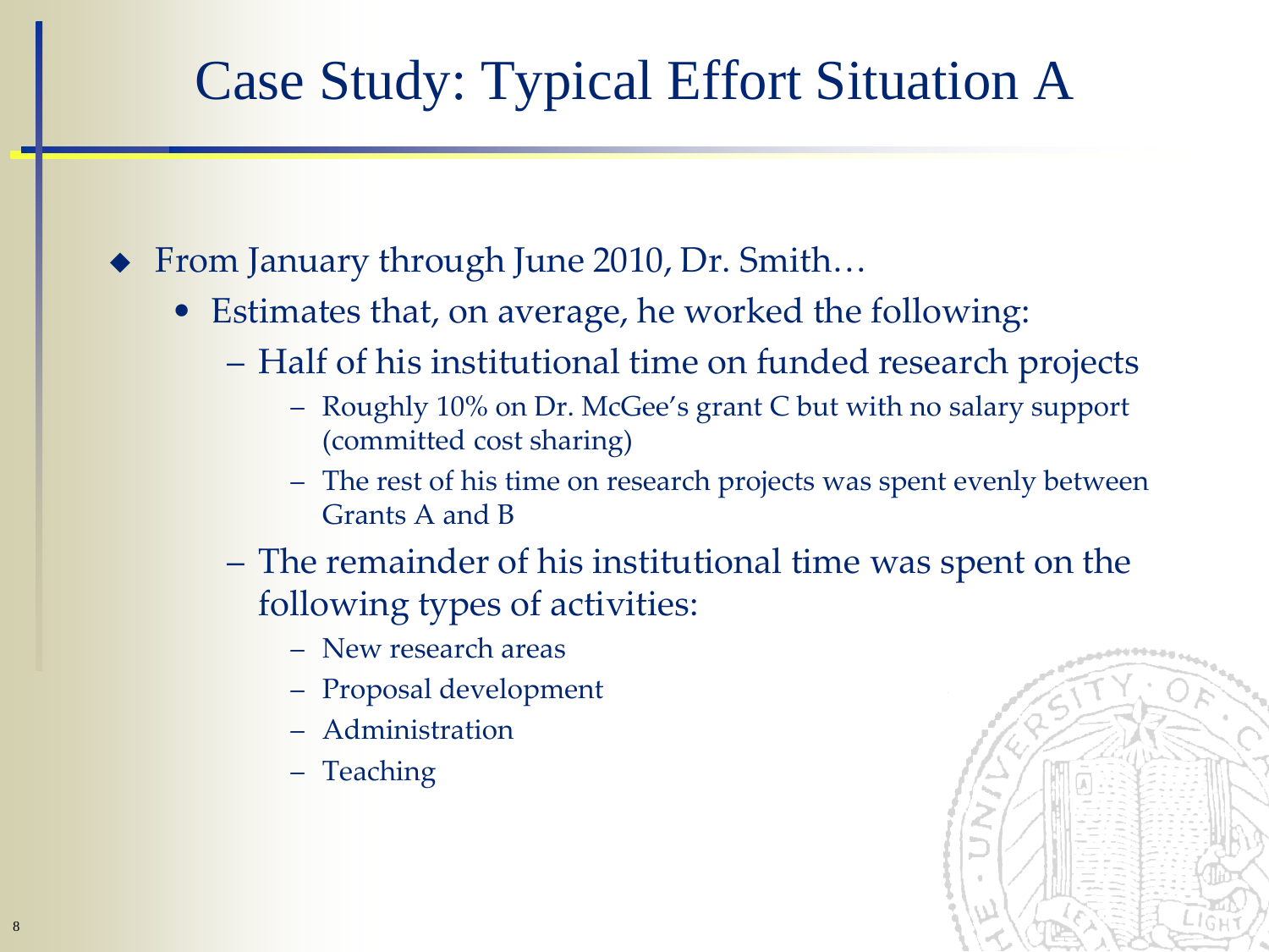# Case Study: Typical Effort Situation A

- From January through June 2010, Dr. Smith…
  - Estimates that, on average, he worked the following:
    - Half of his institutional time on funded research projects
      - Roughly 10% on Dr. McGee's grant C but with no salary support (committed cost sharing)
      - The rest of his time on research projects was spent evenly between Grants A and B
    - The remainder of his institutional time was spent on the following types of activities:
      - New research areas
      - Proposal development
      - Administration
      - Teaching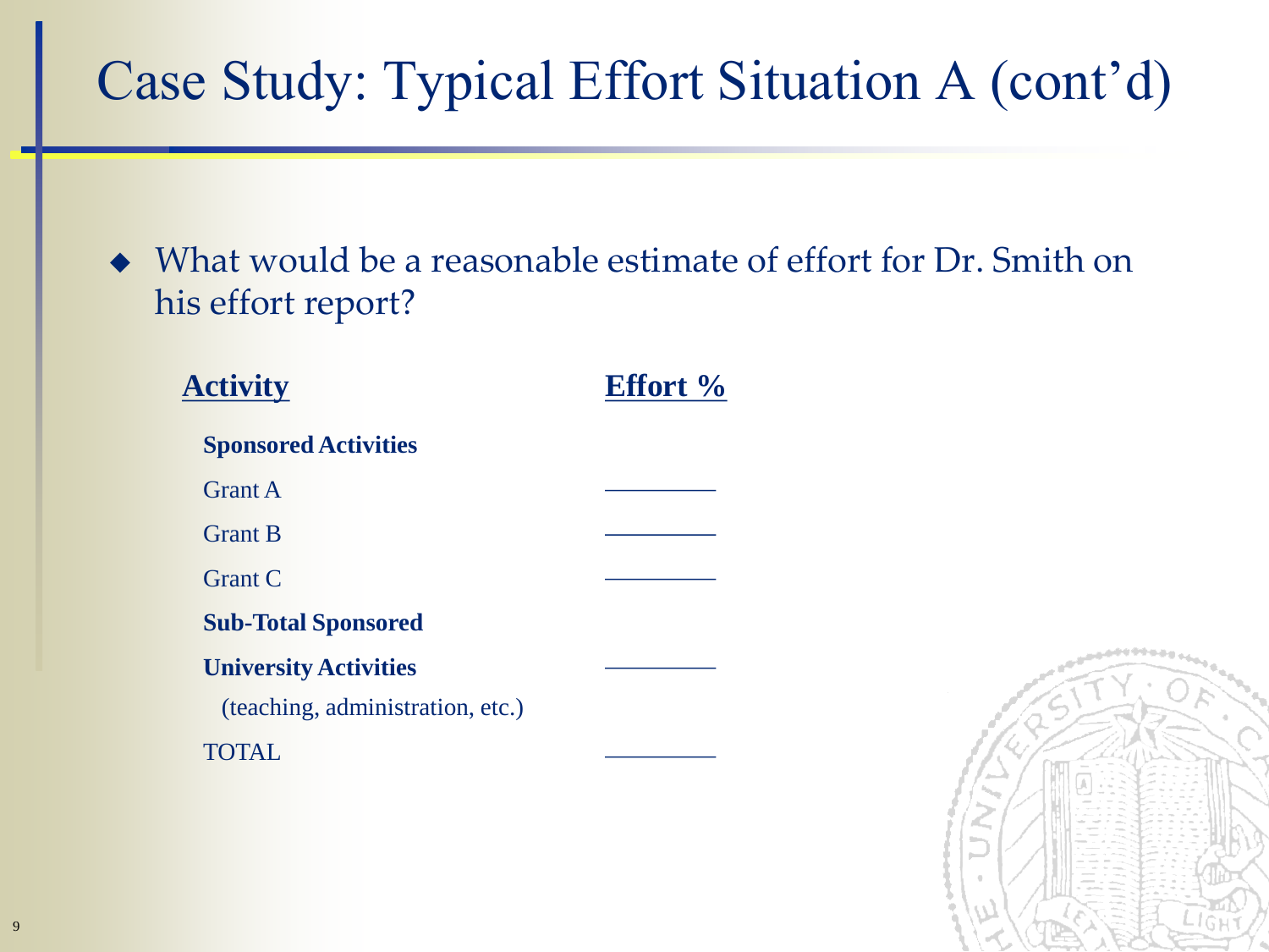# Case Study: Typical Effort Situation A (cont'd)

- What would be a reasonable estimate of effort for Dr. Smith on his effort report?

| Activity | Effort % |
|---|---|
| **Sponsored Activities** | |
| Grant A | ________ |
| Grant B | ________ |
| Grant C | ________ |
| **Sub-Total Sponsored** | |
| **University Activities** (teaching, administration, etc.) | ________ |
| TOTAL | ________ |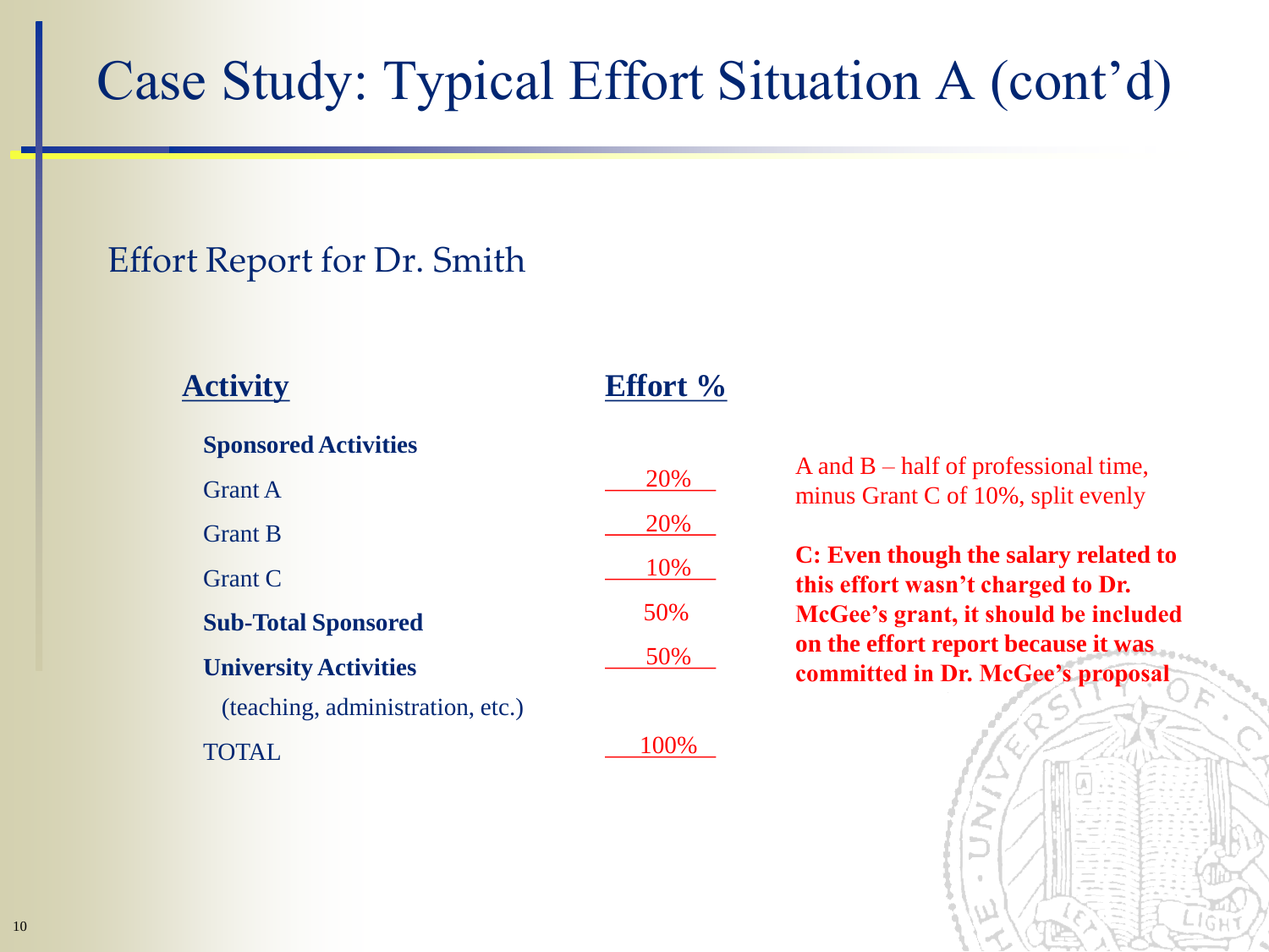# Case Study: Typical Effort Situation A (cont'd)

## Effort Report for Dr. Smith

| Activity | Effort % |
|---|---|
| **Sponsored Activities** | |
| Grant A | 20% |
| Grant B | 20% |
| Grant C | 10% |
| **Sub-Total Sponsored** | 50% |
| **University Activities** (teaching, administration, etc.) | 50% |
| TOTAL | 100% |

A and B – half of professional time, minus Grant C of 10%, split evenly

**C: Even though the salary related to this effort wasn't charged to Dr. McGee's grant, it should be included on the effort report because it was committed in Dr. McGee's proposal**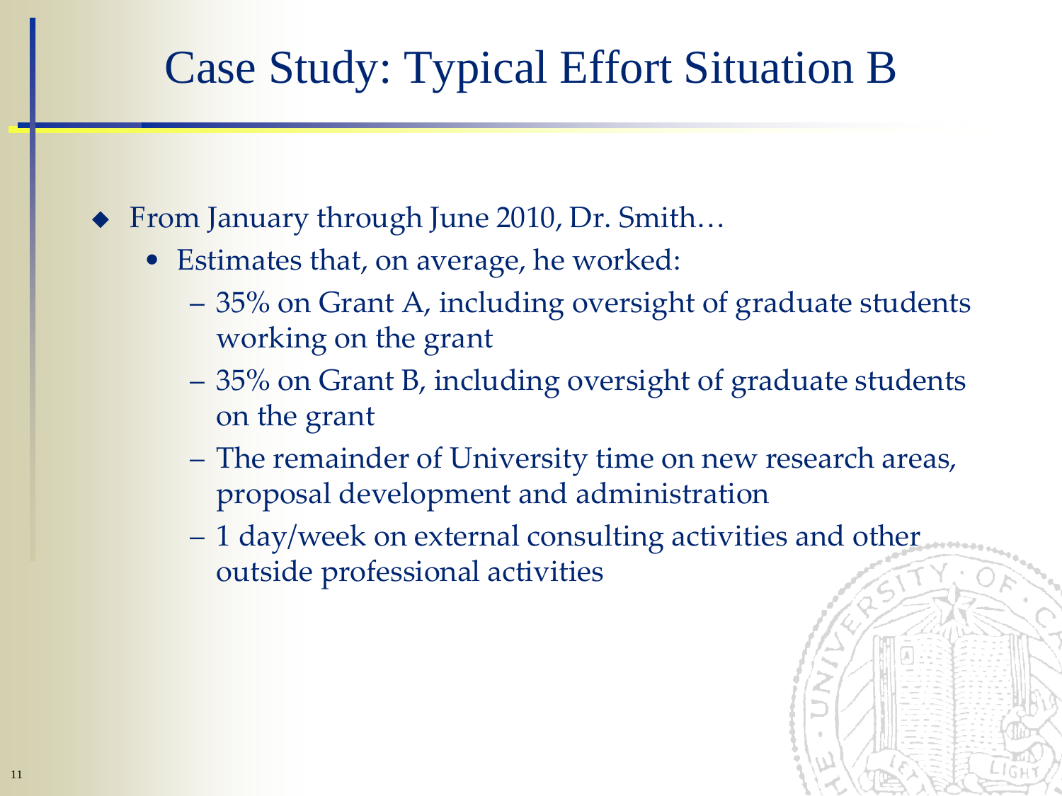# Case Study: Typical Effort Situation B

- From January through June 2010, Dr. Smith…
  - Estimates that, on average, he worked:
    - 35% on Grant A, including oversight of graduate students working on the grant
    - 35% on Grant B, including oversight of graduate students on the grant
    - The remainder of University time on new research areas, proposal development and administration
    - 1 day/week on external consulting activities and other outside professional activities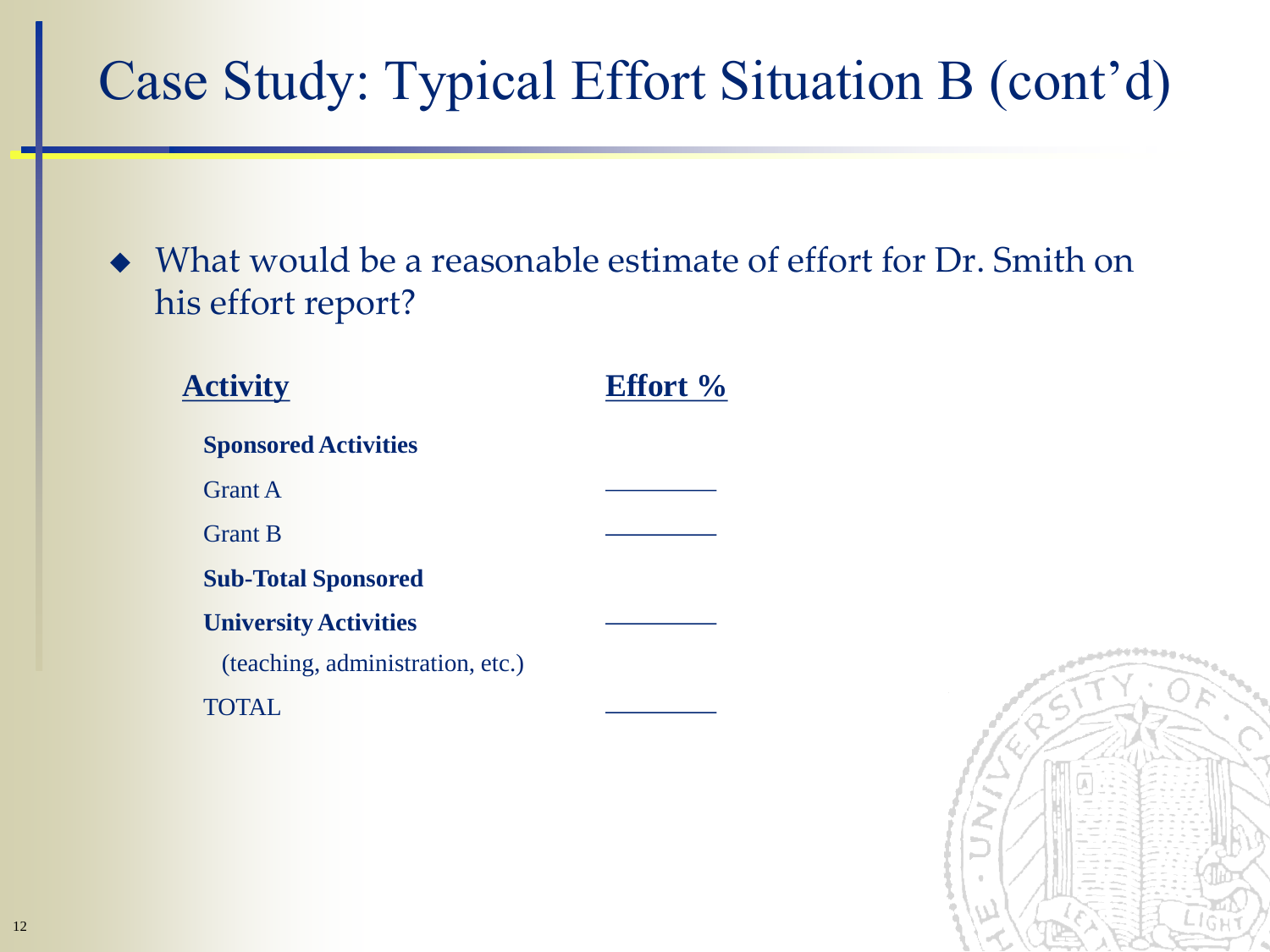# Case Study: Typical Effort Situation B (cont'd)

- What would be a reasonable estimate of effort for Dr. Smith on his effort report?

| **Activity** | **Effort %** |
|---|---|
| **Sponsored Activities** | |
| Grant A | ________ |
| Grant B | ________ |
| **Sub-Total Sponsored** | |
| **University Activities** | ________ |
| (teaching, administration, etc.) | |
| TOTAL | ________ |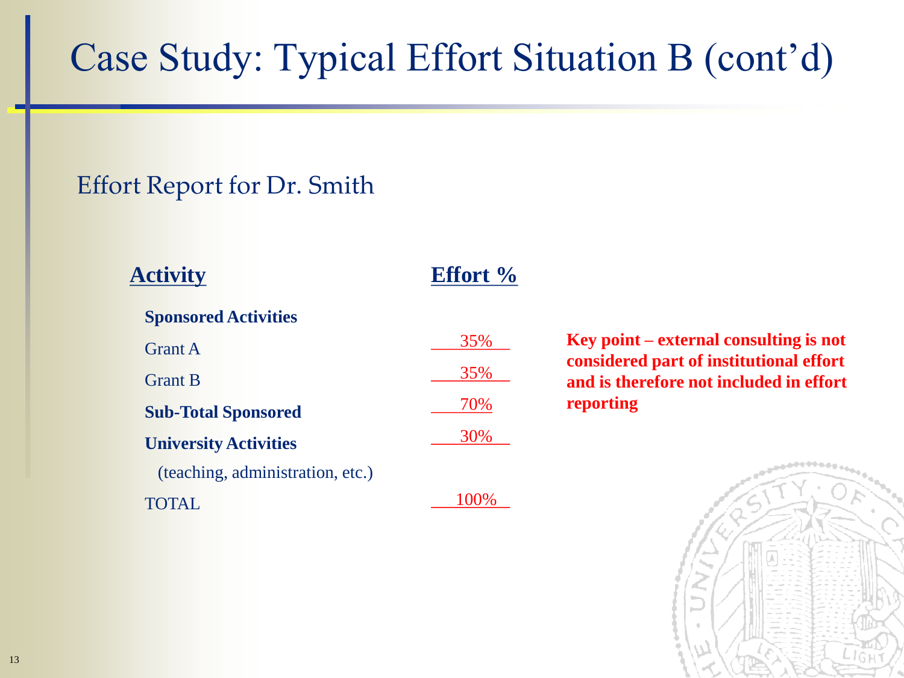# Case Study: Typical Effort Situation B (cont'd)

## Effort Report for Dr. Smith

| Activity | Effort % |
|---|---|
| **Sponsored Activities** | |
| Grant A | 35% |
| Grant B | 35% |
| **Sub-Total Sponsored** | 70% |
| **University Activities** (teaching, administration, etc.) | 30% |
| TOTAL | 100% |

**Key point – external consulting is not considered part of institutional effort and is therefore not included in effort reporting**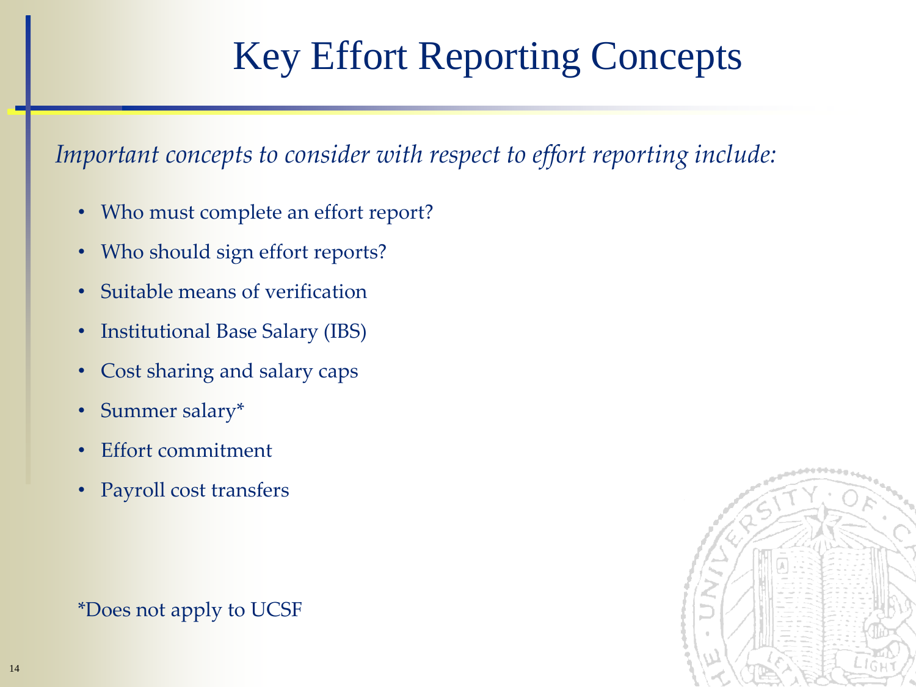# Key Effort Reporting Concepts

*Important concepts to consider with respect to effort reporting include:*

- Who must complete an effort report?
- Who should sign effort reports?
- Suitable means of verification
- Institutional Base Salary (IBS)
- Cost sharing and salary caps
- Summer salary*
- Effort commitment
- Payroll cost transfers

*Does not apply to UCSF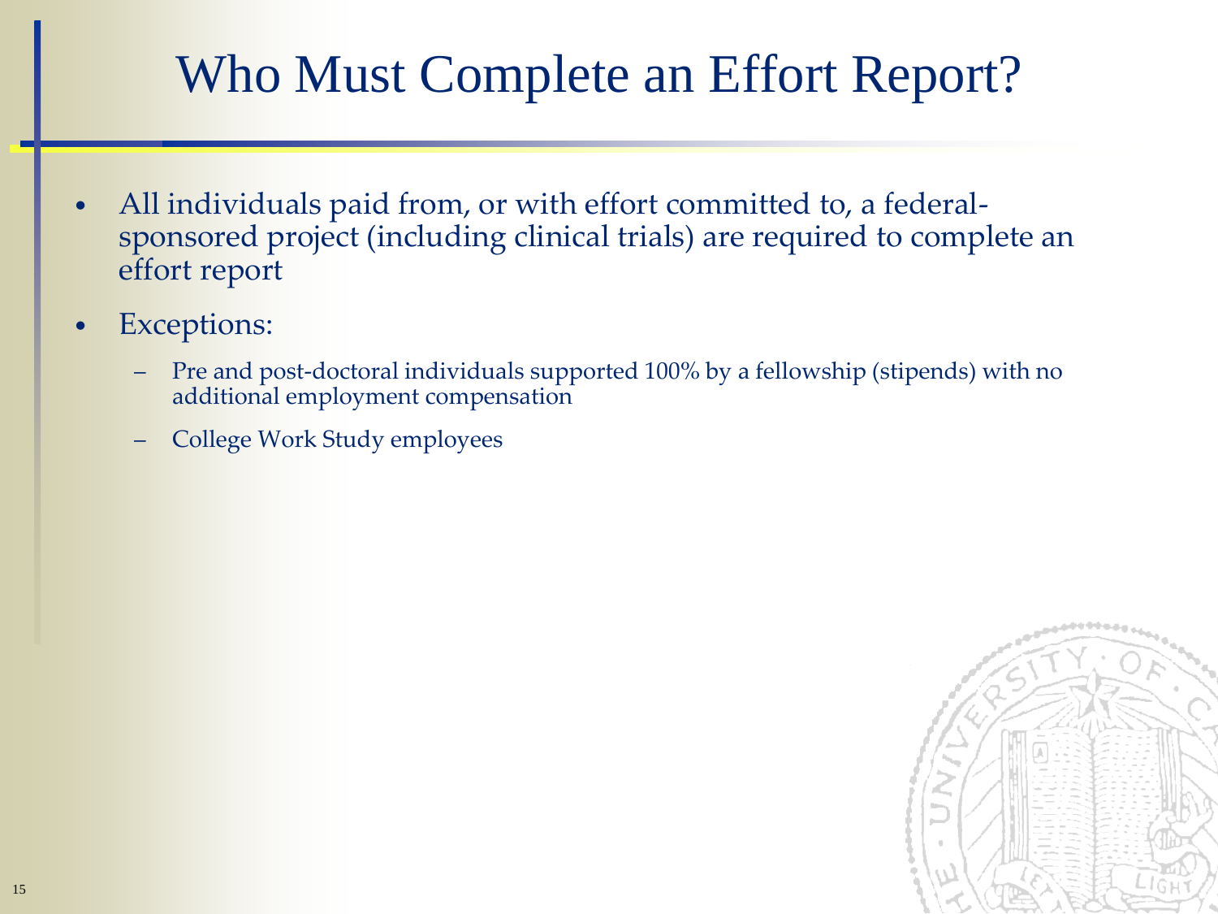# Who Must Complete an Effort Report?

- All individuals paid from, or with effort committed to, a federal-sponsored project (including clinical trials) are required to complete an effort report
- Exceptions:
  - Pre and post-doctoral individuals supported 100% by a fellowship (stipends) with no additional employment compensation
  - College Work Study employees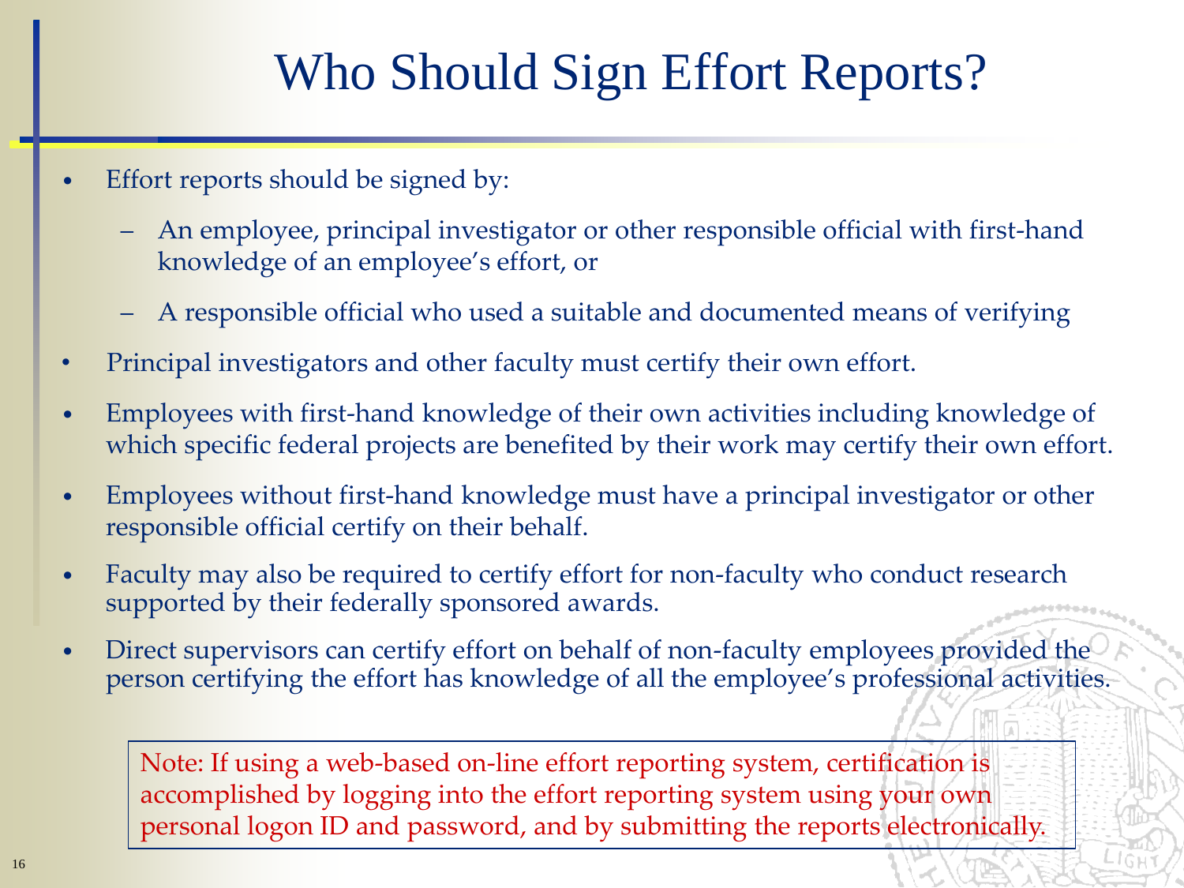# Who Should Sign Effort Reports?

- Effort reports should be signed by:
  - An employee, principal investigator or other responsible official with first-hand knowledge of an employee's effort, or
  - A responsible official who used a suitable and documented means of verifying
- Principal investigators and other faculty must certify their own effort.
- Employees with first-hand knowledge of their own activities including knowledge of which specific federal projects are benefited by their work may certify their own effort.
- Employees without first-hand knowledge must have a principal investigator or other responsible official certify on their behalf.
- Faculty may also be required to certify effort for non-faculty who conduct research supported by their federally sponsored awards.
- Direct supervisors can certify effort on behalf of non-faculty employees provided the person certifying the effort has knowledge of all the employee's professional activities.

Note: If using a web-based on-line effort reporting system, certification is accomplished by logging into the effort reporting system using your own personal logon ID and password, and by submitting the reports electronically.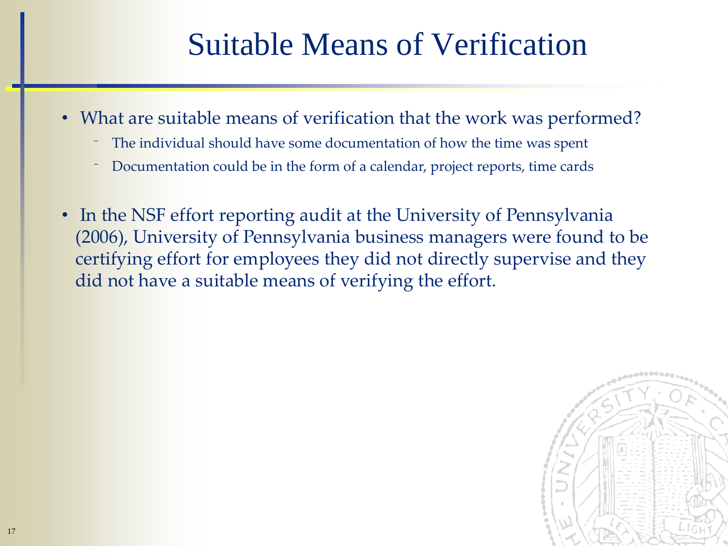# Suitable Means of Verification

- What are suitable means of verification that the work was performed?
  - The individual should have some documentation of how the time was spent
  - Documentation could be in the form of a calendar, project reports, time cards
- In the NSF effort reporting audit at the University of Pennsylvania (2006), University of Pennsylvania business managers were found to be certifying effort for employees they did not directly supervise and they did not have a suitable means of verifying the effort.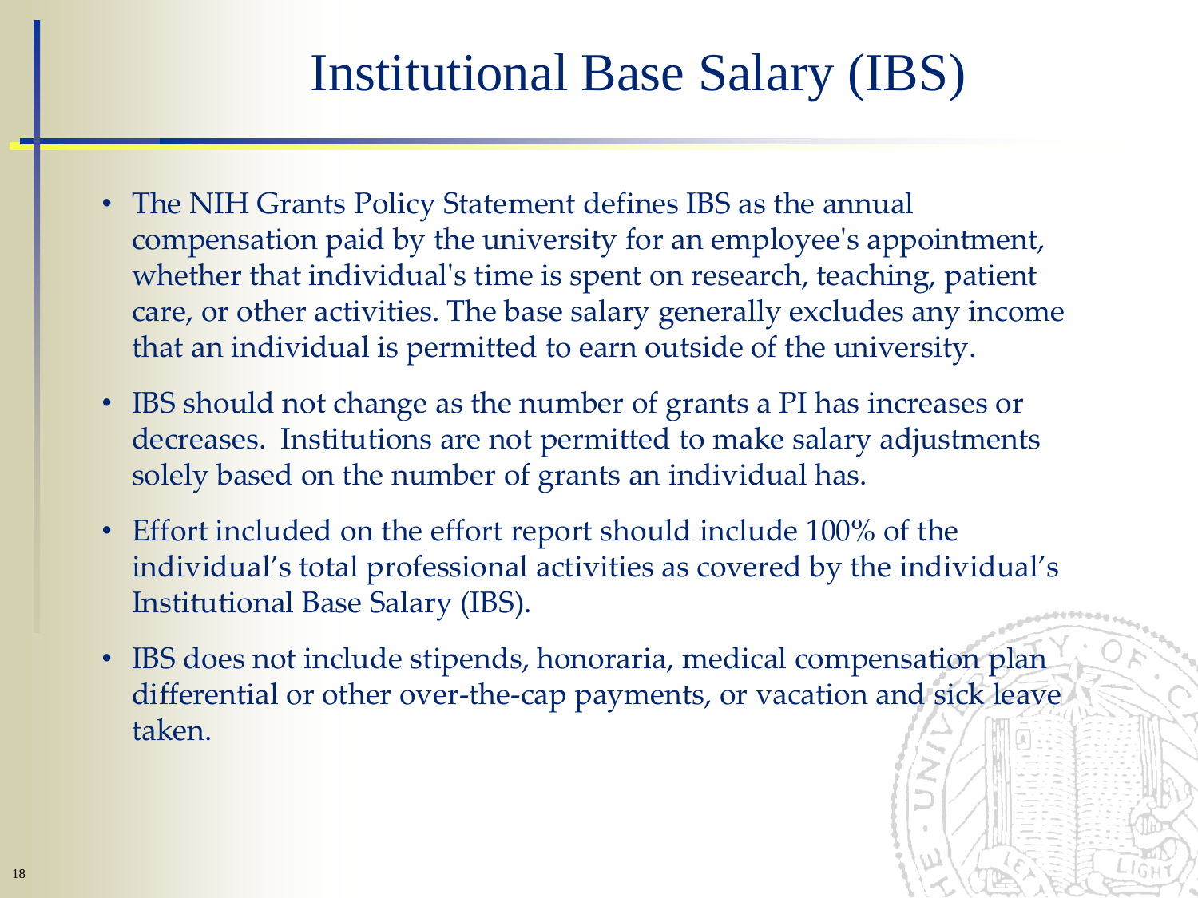# Institutional Base Salary (IBS)

- The NIH Grants Policy Statement defines IBS as the annual compensation paid by the university for an employee's appointment, whether that individual's time is spent on research, teaching, patient care, or other activities. The base salary generally excludes any income that an individual is permitted to earn outside of the university.
- IBS should not change as the number of grants a PI has increases or decreases. Institutions are not permitted to make salary adjustments solely based on the number of grants an individual has.
- Effort included on the effort report should include 100% of the individual's total professional activities as covered by the individual's Institutional Base Salary (IBS).
- IBS does not include stipends, honoraria, medical compensation plan differential or other over-the-cap payments, or vacation and sick leave taken.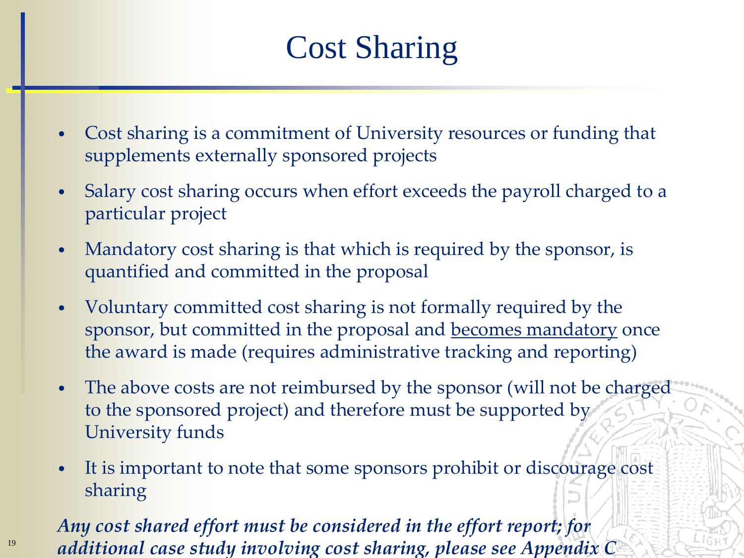# Cost Sharing

- Cost sharing is a commitment of University resources or funding that supplements externally sponsored projects
- Salary cost sharing occurs when effort exceeds the payroll charged to a particular project
- Mandatory cost sharing is that which is required by the sponsor, is quantified and committed in the proposal
- Voluntary committed cost sharing is not formally required by the sponsor, but committed in the proposal and <u>becomes mandatory</u> once the award is made (requires administrative tracking and reporting)
- The above costs are not reimbursed by the sponsor (will not be charged to the sponsored project) and therefore must be supported by University funds
- It is important to note that some sponsors prohibit or discourage cost sharing

***Any cost shared effort must be considered in the effort report; for additional case study involving cost sharing, please see Appendix C***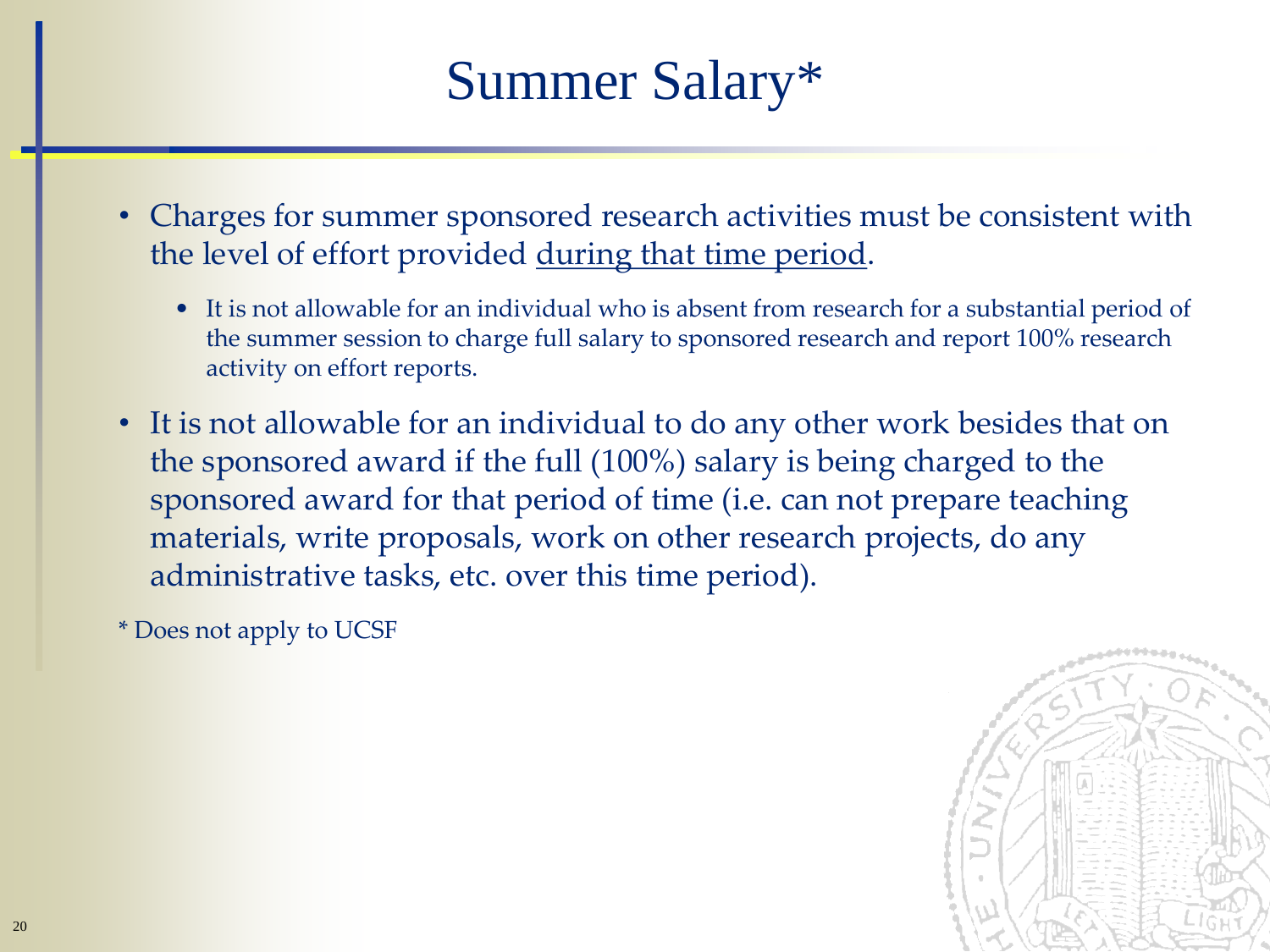# Summary Salary*

- Charges for summer sponsored research activities must be consistent with the level of effort provided <u>during that time period</u>.
  - It is not allowable for an individual who is absent from research for a substantial period of the summer session to charge full salary to sponsored research and report 100% research activity on effort reports.
- It is not allowable for an individual to do any other work besides that on the sponsored award if the full (100%) salary is being charged to the sponsored award for that period of time (i.e. can not prepare teaching materials, write proposals, work on other research projects, do any administrative tasks, etc. over this time period).

* Does not apply to UCSF

# Summer Salary*

- Charges for summer sponsored research activities must be consistent with the level of effort provided <u>during that time period</u>.
  - It is not allowable for an individual who is absent from research for a substantial period of the summer session to charge full salary to sponsored research and report 100% research activity on effort reports.
- It is not allowable for an individual to do any other work besides that on the sponsored award if the full (100%) salary is being charged to the sponsored award for that period of time (i.e. can not prepare teaching materials, write proposals, work on other research projects, do any administrative tasks, etc. over this time period).

* Does not apply to UCSF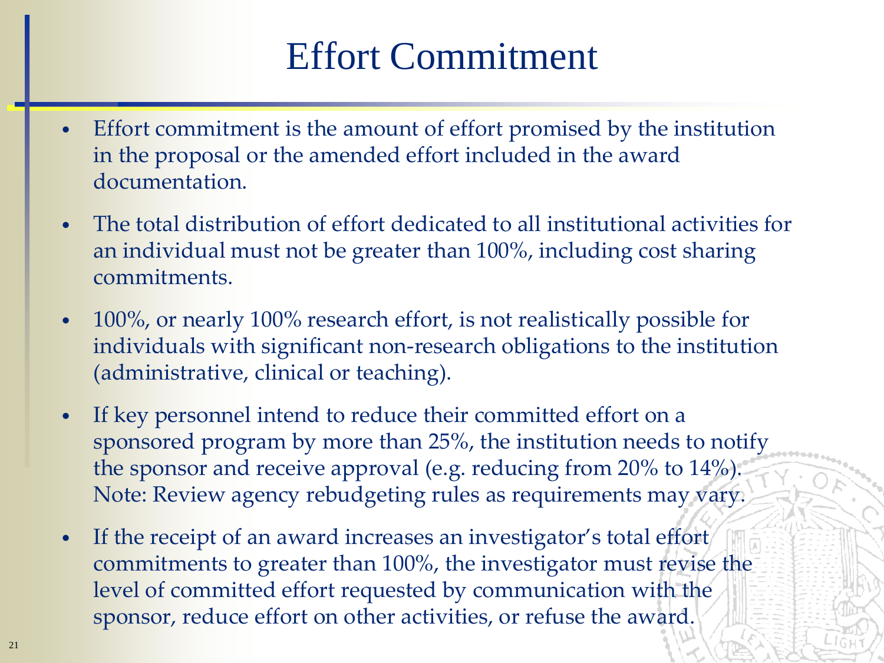# Effort Commitment

- Effort commitment is the amount of effort promised by the institution in the proposal or the amended effort included in the award documentation.
- The total distribution of effort dedicated to all institutional activities for an individual must not be greater than 100%, including cost sharing commitments.
- 100%, or nearly 100% research effort, is not realistically possible for individuals with significant non-research obligations to the institution (administrative, clinical or teaching).
- If key personnel intend to reduce their committed effort on a sponsored program by more than 25%, the institution needs to notify the sponsor and receive approval (e.g. reducing from 20% to 14%). Note: Review agency rebudgeting rules as requirements may vary.
- If the receipt of an award increases an investigator's total effort commitments to greater than 100%, the investigator must revise the level of committed effort requested by communication with the sponsor, reduce effort on other activities, or refuse the award.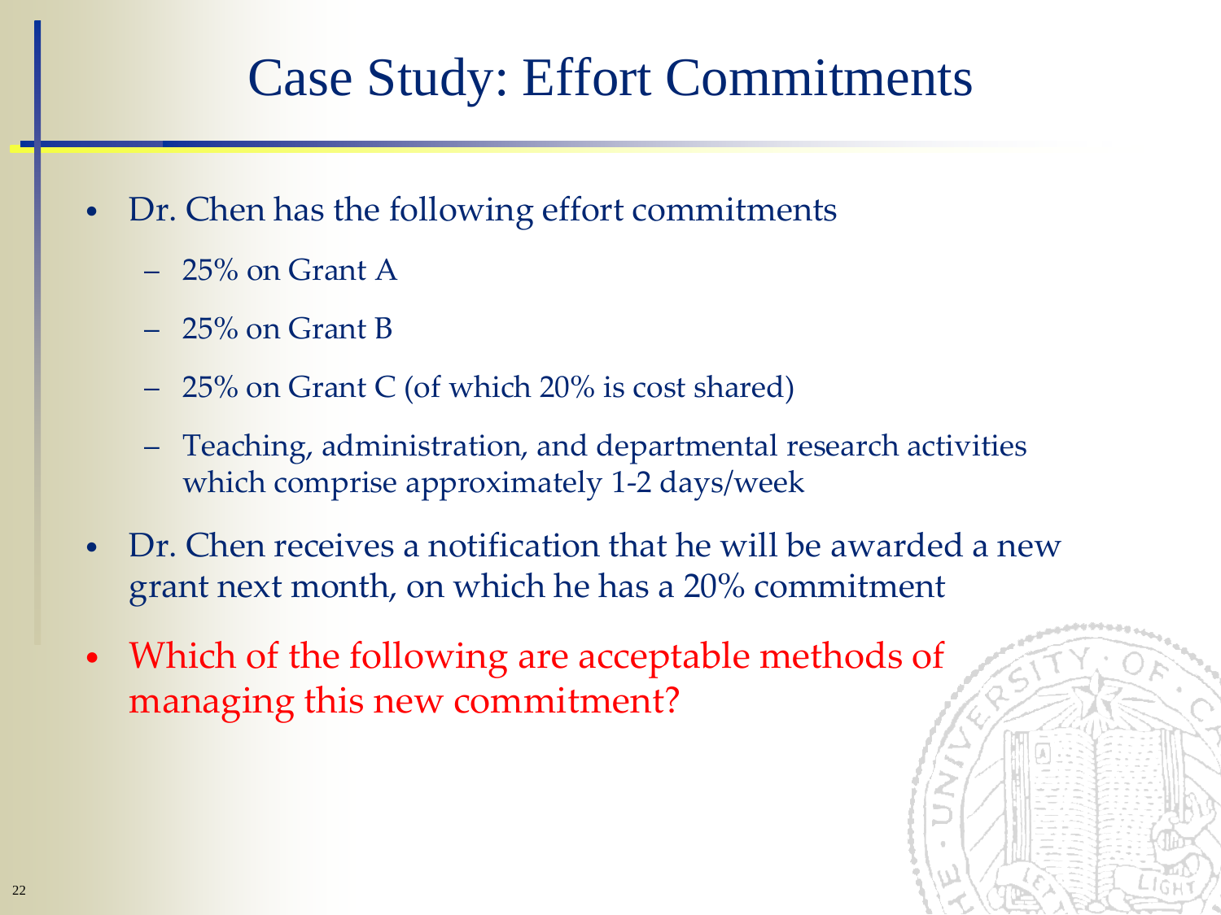# Case Study: Effort Commitments

- Dr. Chen has the following effort commitments
  - 25% on Grant A
  - 25% on Grant B
  - 25% on Grant C (of which 20% is cost shared)
  - Teaching, administration, and departmental research activities which comprise approximately 1-2 days/week
- Dr. Chen receives a notification that he will be awarded a new grant next month, on which he has a 20% commitment
- Which of the following are acceptable methods of managing this new commitment?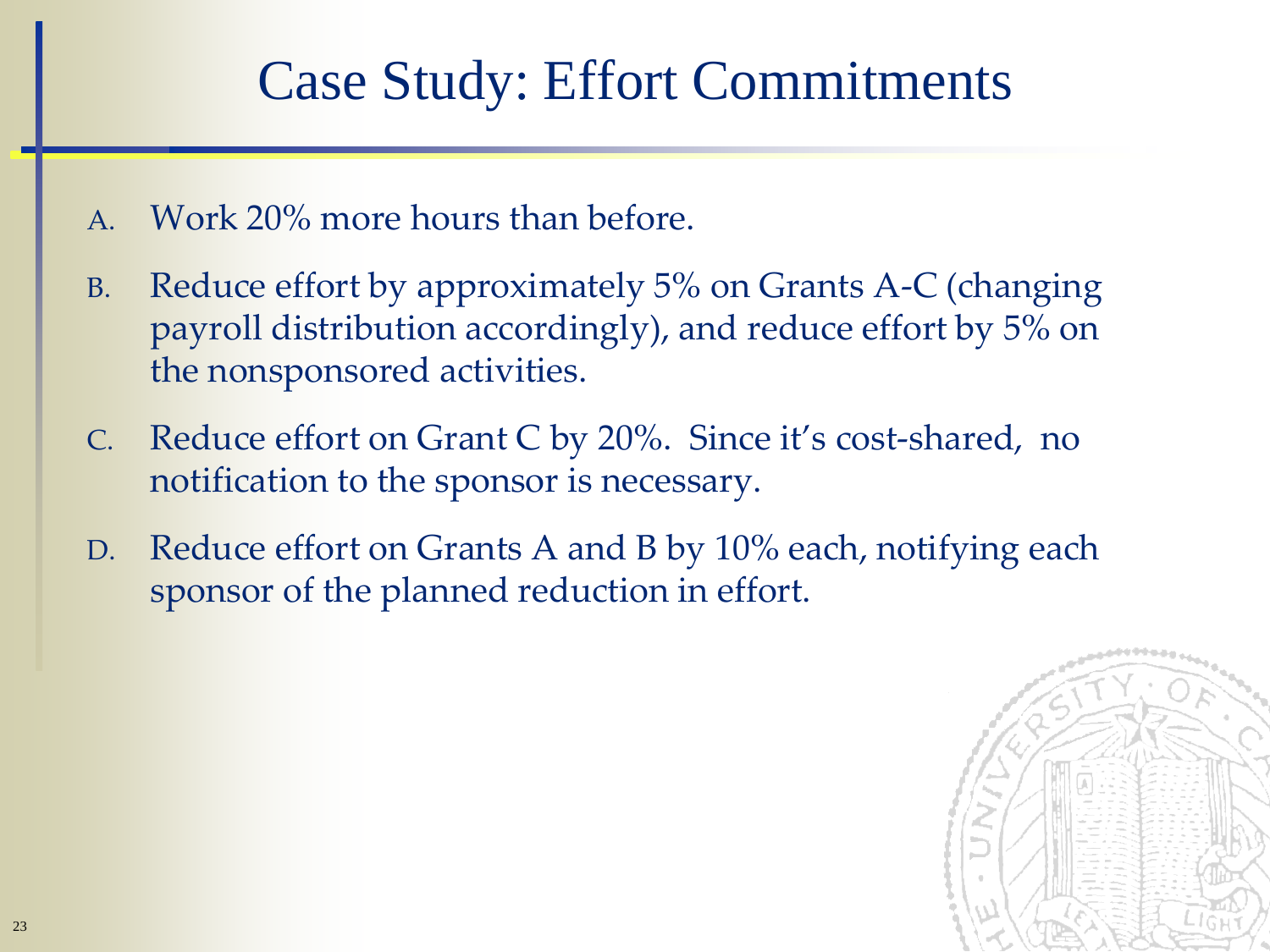# Case Study: Effort Commitments

A. Work 20% more hours than before.

B. Reduce effort by approximately 5% on Grants A-C (changing payroll distribution accordingly), and reduce effort by 5% on the nonsponsored activities.

C. Reduce effort on Grant C by 20%. Since it's cost-shared, no notification to the sponsor is necessary.

D. Reduce effort on Grants A and B by 10% each, notifying each sponsor of the planned reduction in effort.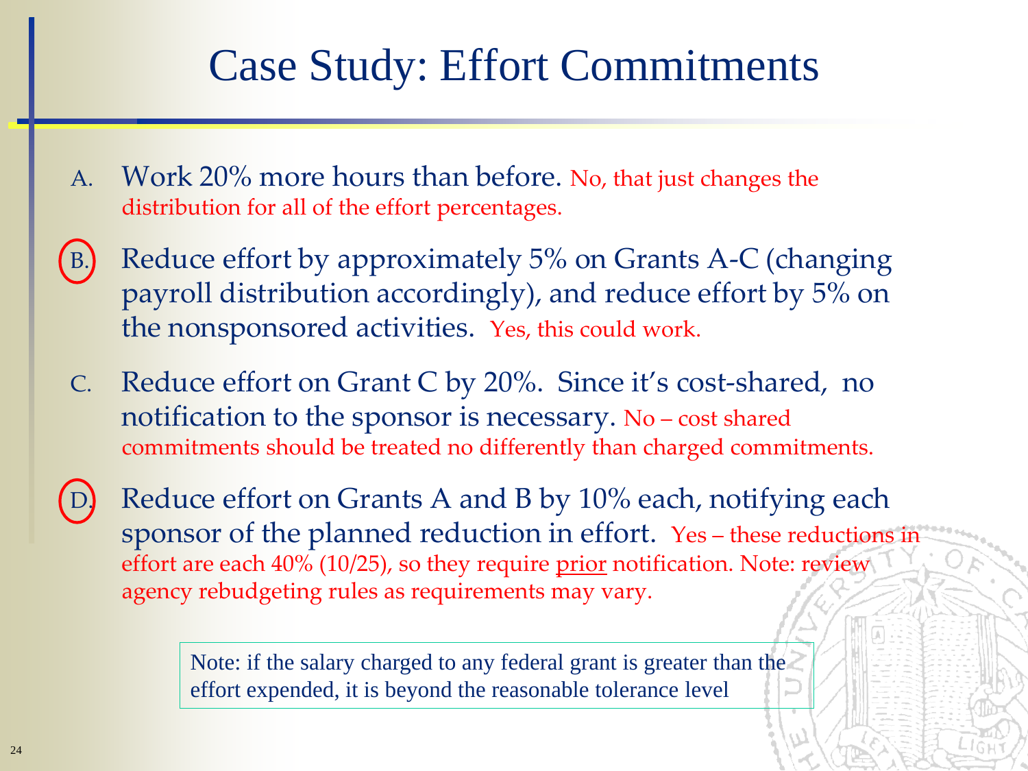# Case Study: Effort Commitments

A. Work 20% more hours than before. No, that just changes the distribution for all of the effort percentages.

B. Reduce effort by approximately 5% on Grants A-C (changing payroll distribution accordingly), and reduce effort by 5% on the nonsponsored activities. Yes, this could work.

C. Reduce effort on Grant C by 20%. Since it's cost-shared, no notification to the sponsor is necessary. No – cost shared commitments should be treated no differently than charged commitments.

D. Reduce effort on Grants A and B by 10% each, notifying each sponsor of the planned reduction in effort. Yes – these reductions in effort are each 40% (10/25), so they require prior notification. Note: review agency rebudgeting rules as requirements may vary.

Note: if the salary charged to any federal grant is greater than the effort expended, it is beyond the reasonable tolerance level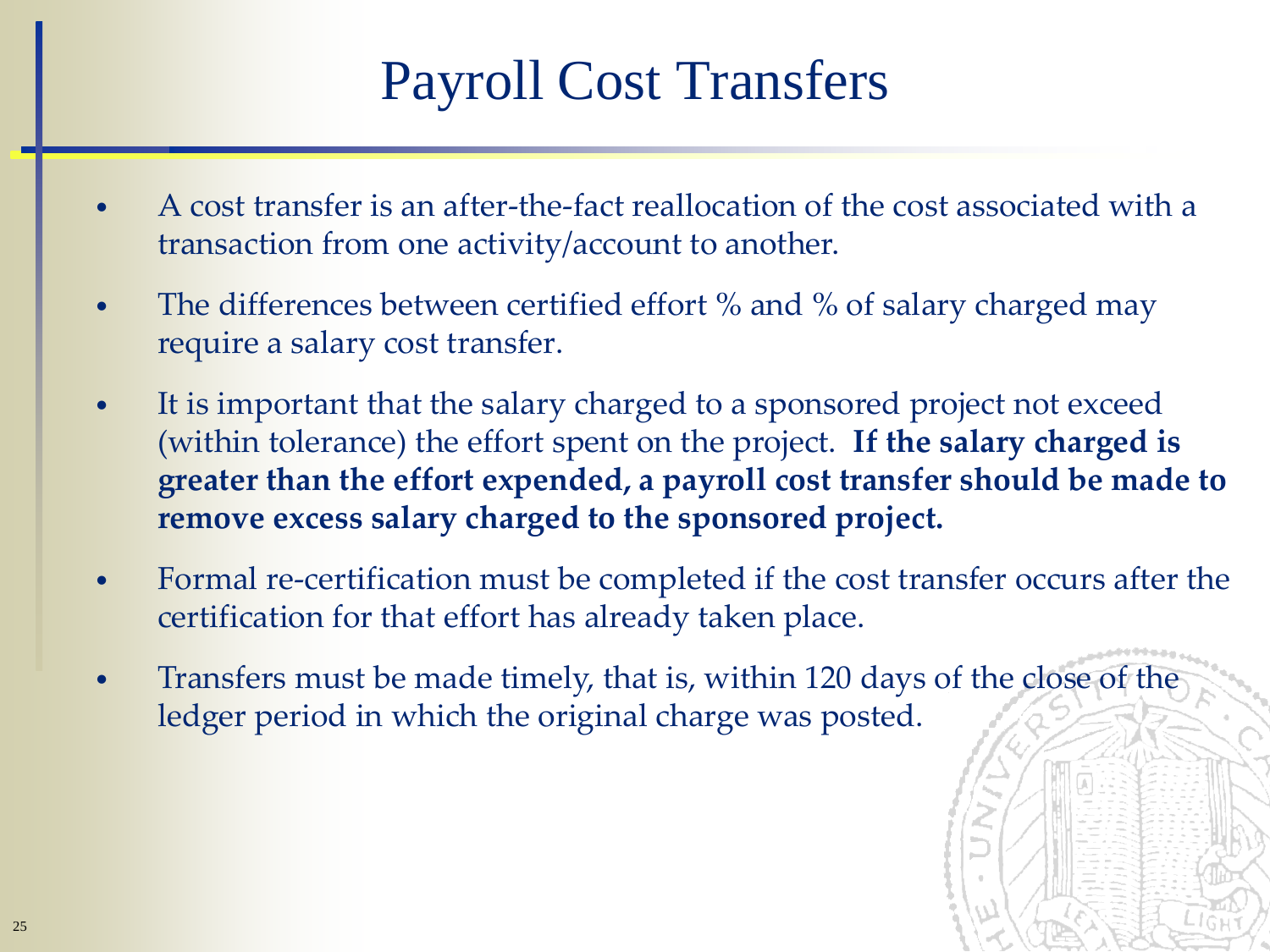# Payroll Cost Transfers

- A cost transfer is an after-the-fact reallocation of the cost associated with a transaction from one activity/account to another.
- The differences between certified effort % and % of salary charged may require a salary cost transfer.
- It is important that the salary charged to a sponsored project not exceed (within tolerance) the effort spent on the project. **If the salary charged is greater than the effort expended, a payroll cost transfer should be made to remove excess salary charged to the sponsored project.**
- Formal re-certification must be completed if the cost transfer occurs after the certification for that effort has already taken place.
- Transfers must be made timely, that is, within 120 days of the close of the ledger period in which the original charge was posted.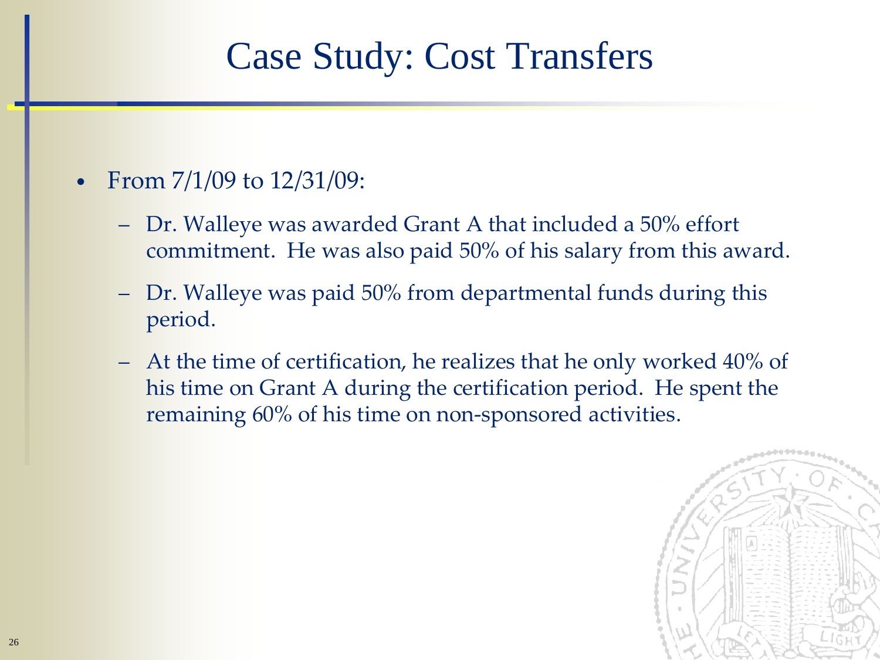# Case Study: Cost Transfers

- From 7/1/09 to 12/31/09:
  - Dr. Walleye was awarded Grant A that included a 50% effort commitment. He was also paid 50% of his salary from this award.
  - Dr. Walleye was paid 50% from departmental funds during this period.
  - At the time of certification, he realizes that he only worked 40% of his time on Grant A during the certification period. He spent the remaining 60% of his time on non-sponsored activities.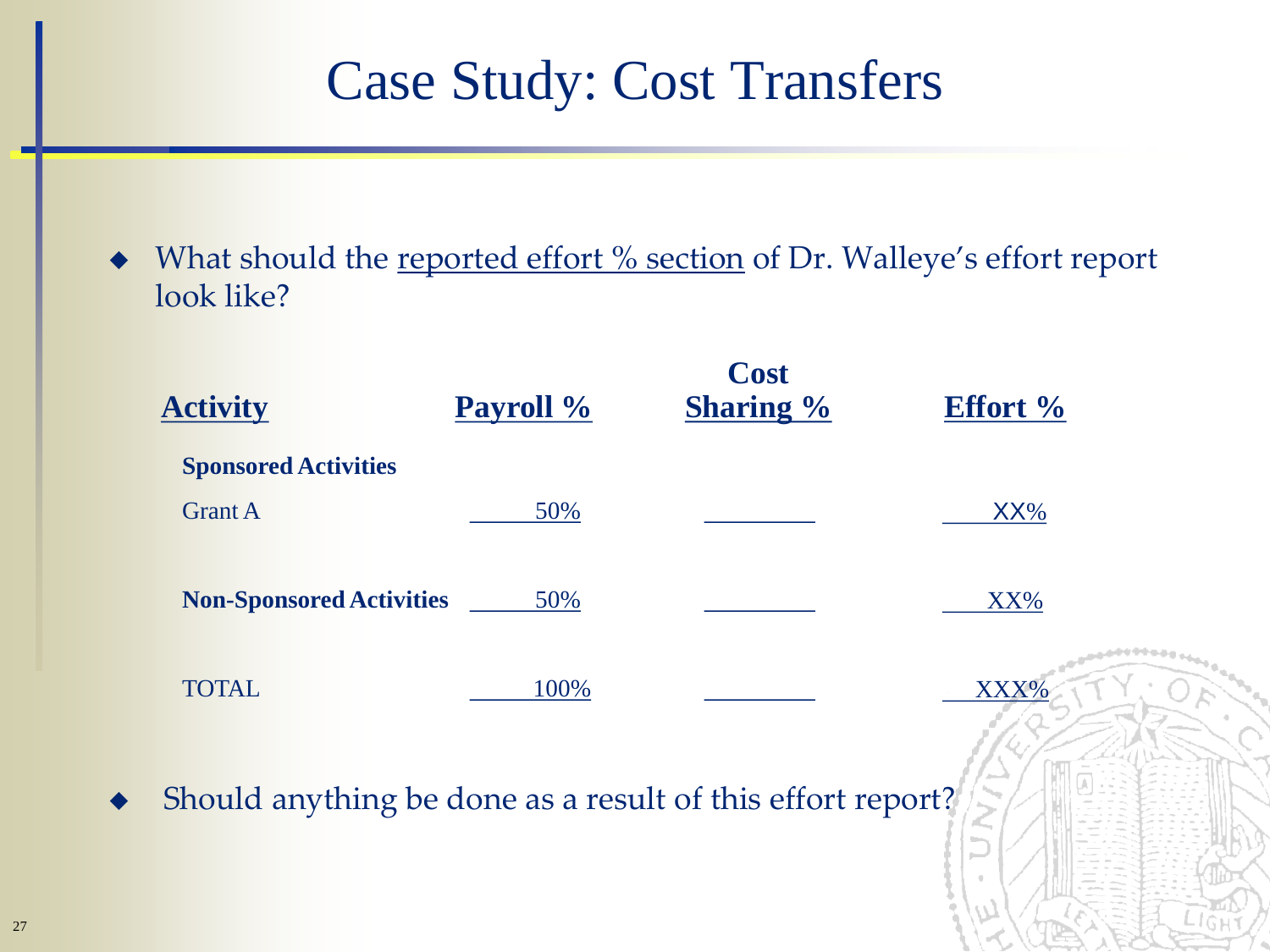# Case Study: Cost Transfers

- What should the reported effort % section of Dr. Walleye's effort report look like?

| Activity | Payroll % | Cost Sharing % | Effort % |
|---|---|---|---|
| **Sponsored Activities** | | | |
| Grant A | 50% | | XX% |
| **Non-Sponsored Activities** | 50% | | XX% |
| TOTAL | 100% | | XXX% |

- Should anything be done as a result of this effort report?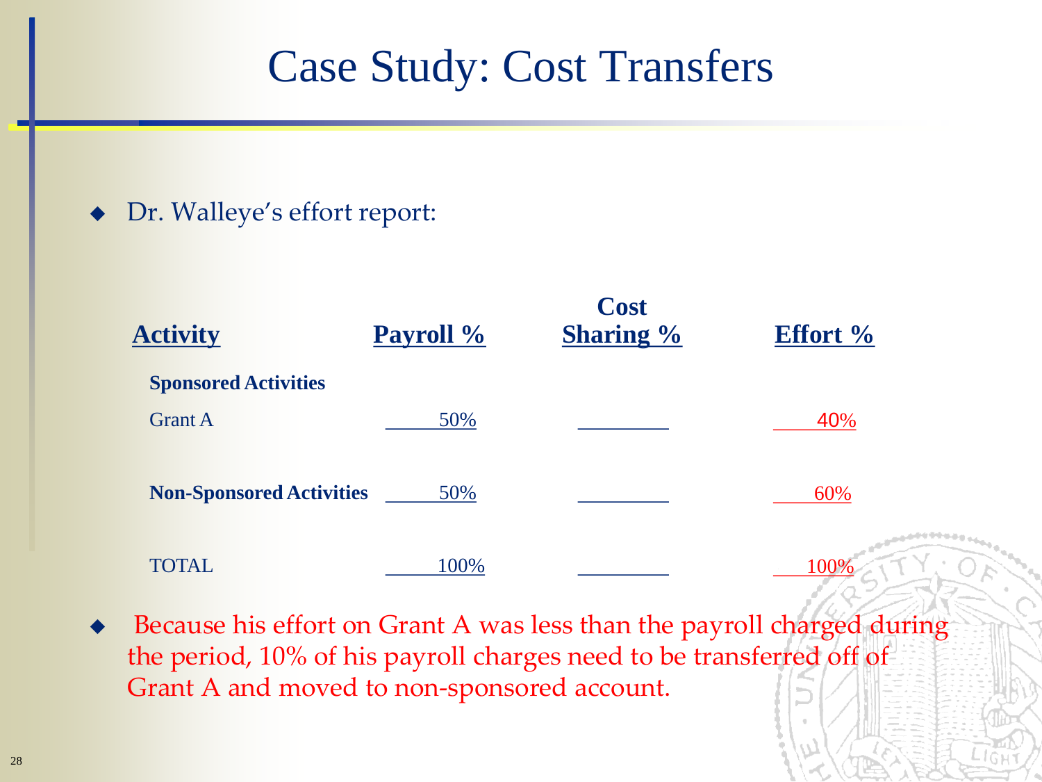# Case Study: Cost Transfers

- Dr. Walleye's effort report:

| Activity | Payroll % | Cost Sharing % | Effort % |
|---|---|---|---|
| **Sponsored Activities** | | | |
| Grant A | 50% | | 40% |
| **Non-Sponsored Activities** | 50% | | 60% |
| TOTAL | 100% | | 100% |

- Because his effort on Grant A was less than the payroll charged during the period, 10% of his payroll charges need to be transferred off of Grant A and moved to non-sponsored account.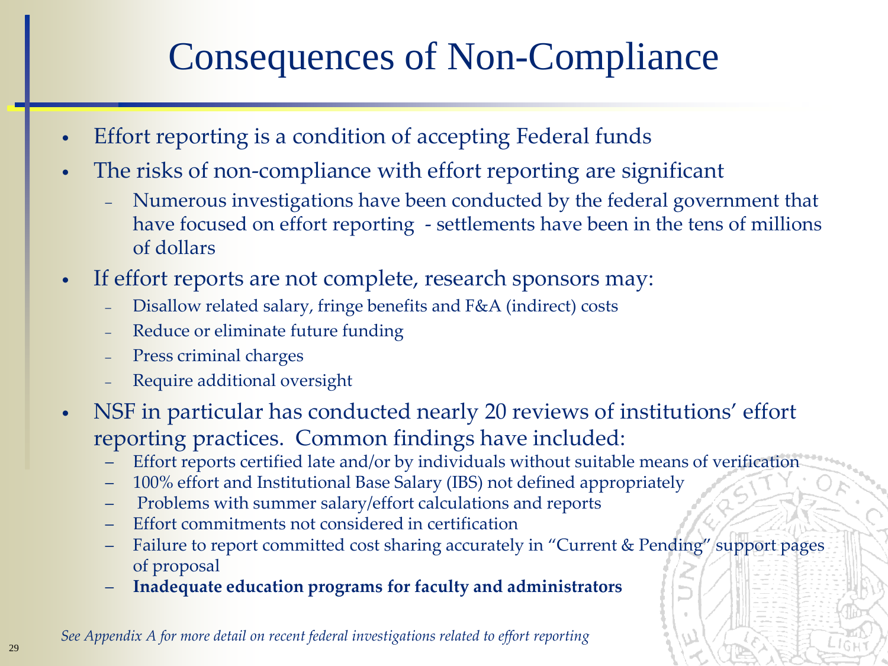# Consequences of Non-Compliance

- Effort reporting is a condition of accepting Federal funds
- The risks of non-compliance with effort reporting are significant
  - Numerous investigations have been conducted by the federal government that have focused on effort reporting - settlements have been in the tens of millions of dollars
- If effort reports are not complete, research sponsors may:
  - Disallow related salary, fringe benefits and F&A (indirect) costs
  - Reduce or eliminate future funding
  - Press criminal charges
  - Require additional oversight
- NSF in particular has conducted nearly 20 reviews of institutions' effort reporting practices. Common findings have included:
  - Effort reports certified late and/or by individuals without suitable means of verification
  - 100% effort and Institutional Base Salary (IBS) not defined appropriately
  - Problems with summer salary/effort calculations and reports
  - Effort commitments not considered in certification
  - Failure to report committed cost sharing accurately in "Current & Pending" support pages of proposal
  - **Inadequate education programs for faculty and administrators**

*See Appendix A for more detail on recent federal investigations related to effort reporting*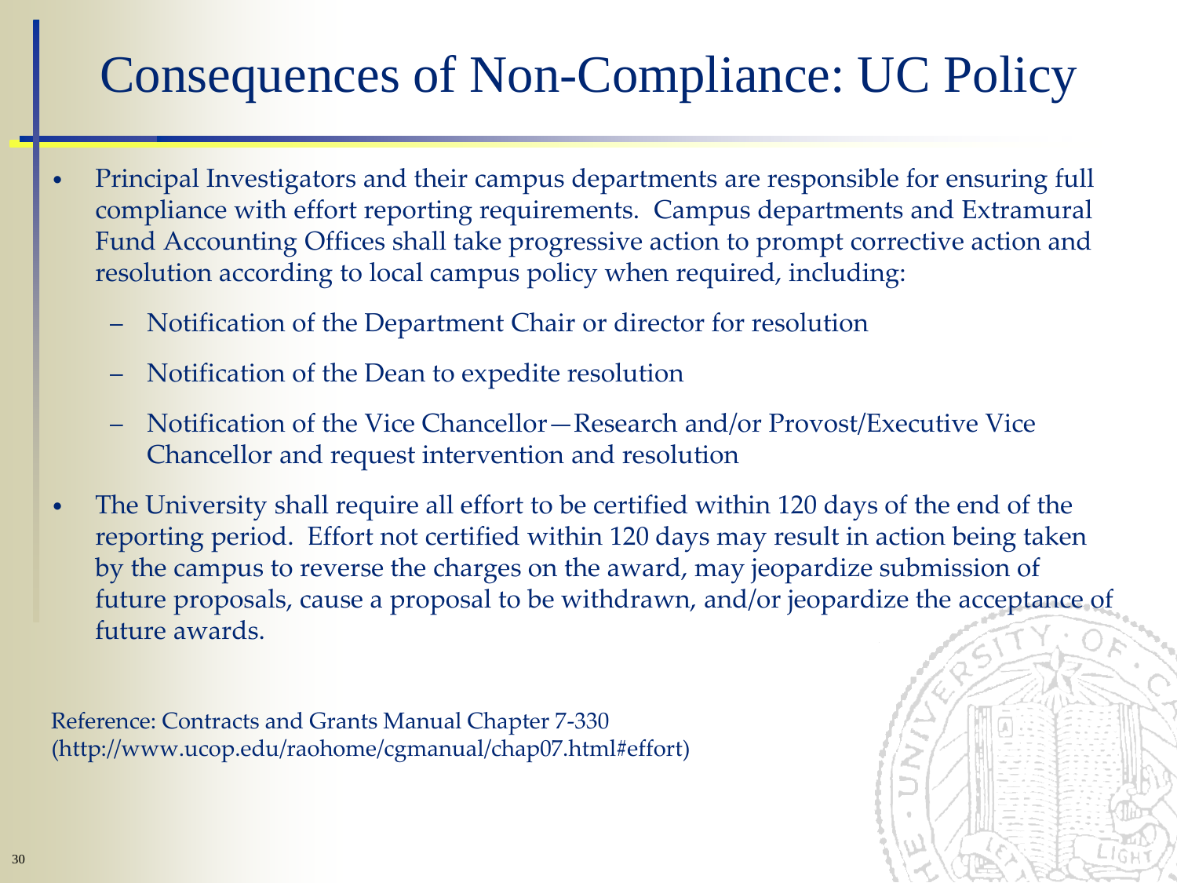# Consequences of Non-Compliance: UC Policy

- Principal Investigators and their campus departments are responsible for ensuring full compliance with effort reporting requirements. Campus departments and Extramural Fund Accounting Offices shall take progressive action to prompt corrective action and resolution according to local campus policy when required, including:
  - Notification of the Department Chair or director for resolution
  - Notification of the Dean to expedite resolution
  - Notification of the Vice Chancellor—Research and/or Provost/Executive Vice Chancellor and request intervention and resolution
- The University shall require all effort to be certified within 120 days of the end of the reporting period. Effort not certified within 120 days may result in action being taken by the campus to reverse the charges on the award, may jeopardize submission of future proposals, cause a proposal to be withdrawn, and/or jeopardize the acceptance of future awards.

Reference: Contracts and Grants Manual Chapter 7-330 (http://www.ucop.edu/raohome/cgmanual/chap07.html#effort)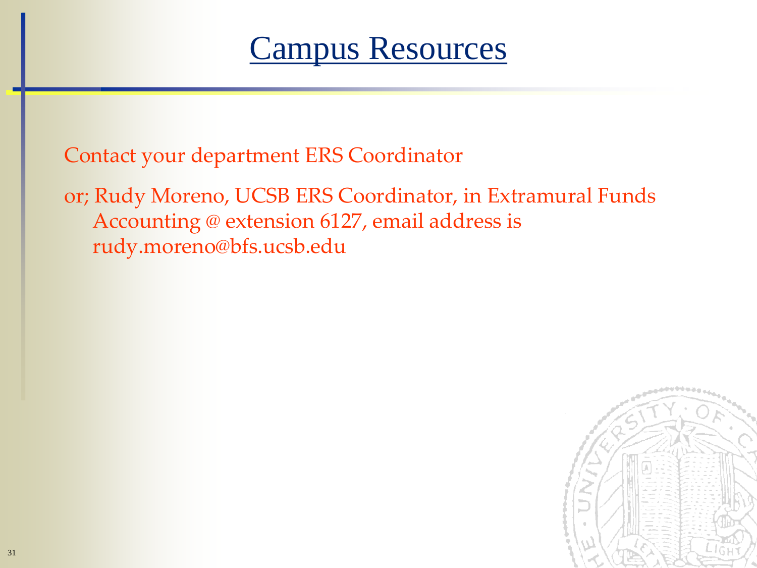# Campus Resources

Contact your department ERS Coordinator

or; Rudy Moreno, UCSB ERS Coordinator, in Extramural Funds Accounting @ extension 6127, email address is rudy.moreno@bfs.ucsb.edu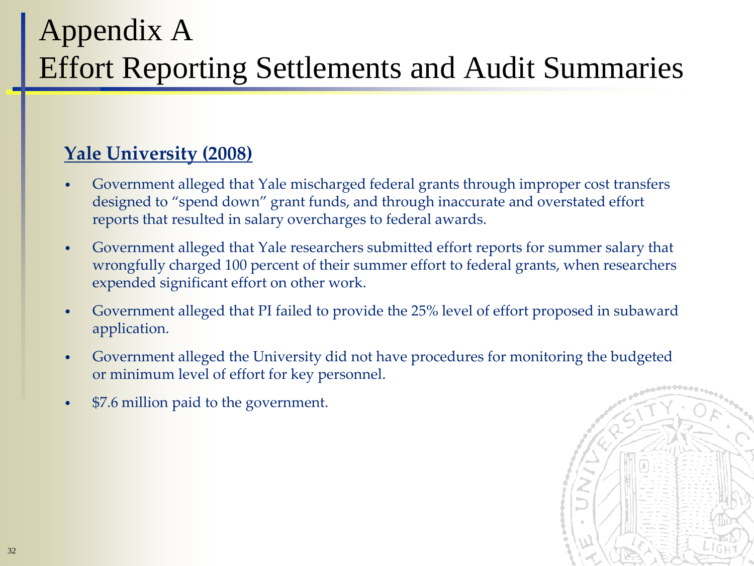# Appendix A
# Effort Reporting Settlements and Audit Summaries

**Yale University (2008)**

- Government alleged that Yale mischarged federal grants through improper cost transfers designed to "spend down" grant funds, and through inaccurate and overstated effort reports that resulted in salary overcharges to federal awards.
- Government alleged that Yale researchers submitted effort reports for summer salary that wrongfully charged 100 percent of their summer effort to federal grants, when researchers expended significant effort on other work.
- Government alleged that PI failed to provide the 25% level of effort proposed in subaward application.
- Government alleged the University did not have procedures for monitoring the budgeted or minimum level of effort for key personnel.
- $7.6 million paid to the government.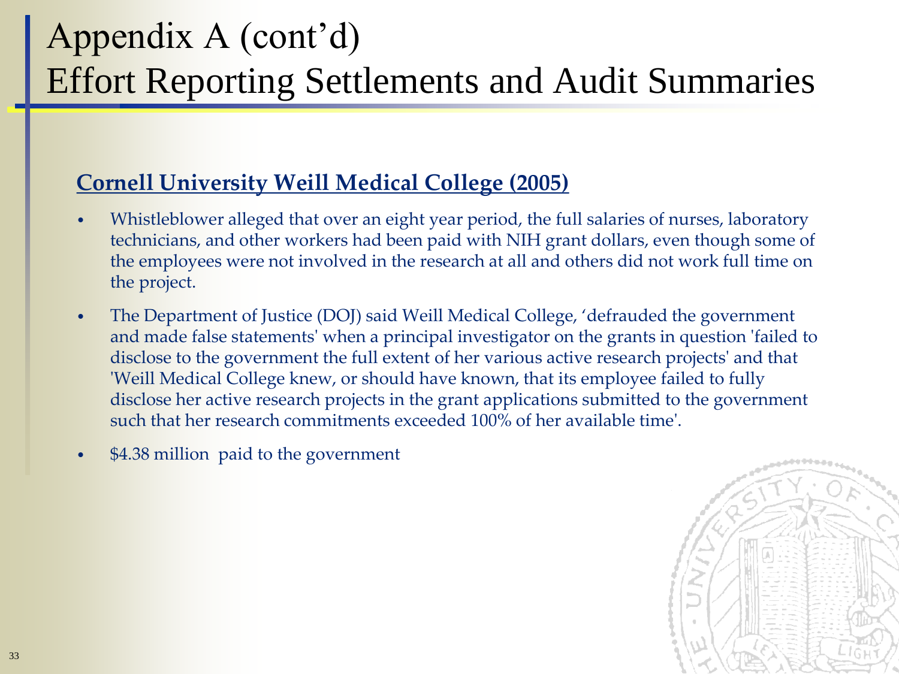# Appendix A (cont'd)
# Effort Reporting Settlements and Audit Summaries

## Cornell University Weill Medical College (2005)

- Whistleblower alleged that over an eight year period, the full salaries of nurses, laboratory technicians, and other workers had been paid with NIH grant dollars, even though some of the employees were not involved in the research at all and others did not work full time on the project.
- The Department of Justice (DOJ) said Weill Medical College, 'defrauded the government and made false statements' when a principal investigator on the grants in question 'failed to disclose to the government the full extent of her various active research projects' and that 'Weill Medical College knew, or should have known, that its employee failed to fully disclose her active research projects in the grant applications submitted to the government such that her research commitments exceeded 100% of her available time'.
- $4.38 million paid to the government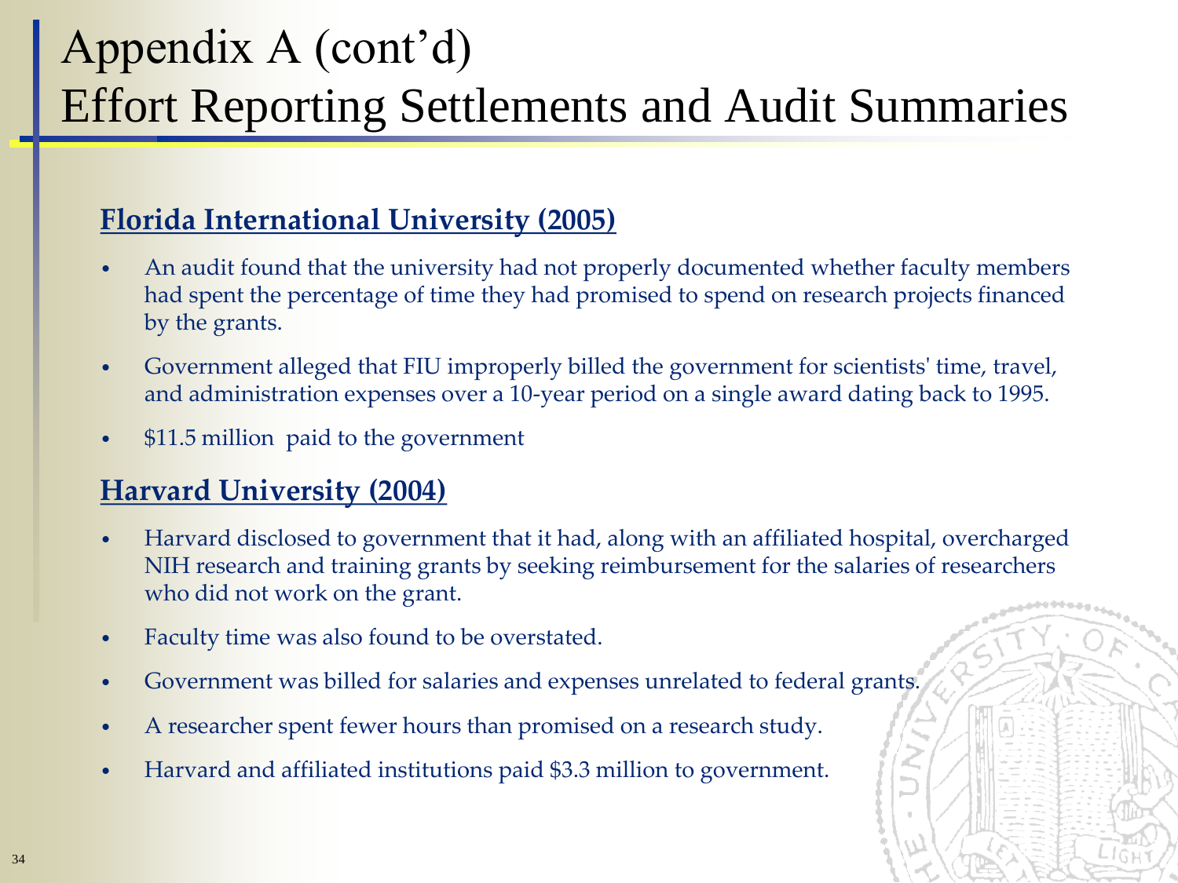# Appendix A (cont'd)
# Effort Reporting Settlements and Audit Summaries

## Florida International University (2005)

- An audit found that the university had not properly documented whether faculty members had spent the percentage of time they had promised to spend on research projects financed by the grants.
- Government alleged that FIU improperly billed the government for scientists' time, travel, and administration expenses over a 10-year period on a single award dating back to 1995.
- $11.5 million paid to the government

## Harvard University (2004)

- Harvard disclosed to government that it had, along with an affiliated hospital, overcharged NIH research and training grants by seeking reimbursement for the salaries of researchers who did not work on the grant.
- Faculty time was also found to be overstated.
- Government was billed for salaries and expenses unrelated to federal grants.
- A researcher spent fewer hours than promised on a research study.
- Harvard and affiliated institutions paid $3.3 million to government.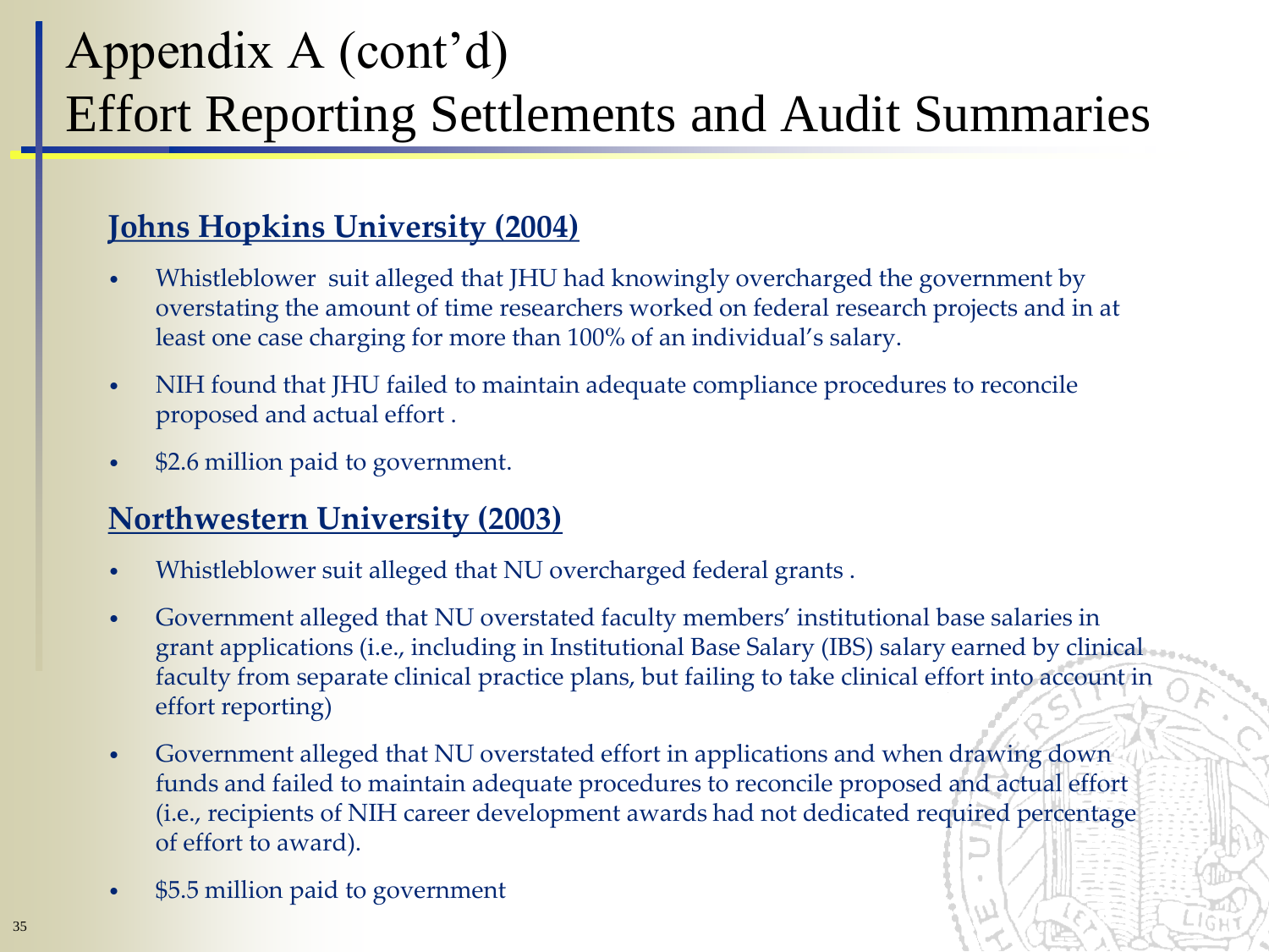# Appendix A (cont'd)
# Effort Reporting Settlements and Audit Summaries

### Johns Hopkins University (2004)

- Whistleblower suit alleged that JHU had knowingly overcharged the government by overstating the amount of time researchers worked on federal research projects and in at least one case charging for more than 100% of an individual's salary.
- NIH found that JHU failed to maintain adequate compliance procedures to reconcile proposed and actual effort .
- $2.6 million paid to government.

### Northwestern University (2003)

- Whistleblower suit alleged that NU overcharged federal grants .
- Government alleged that NU overstated faculty members' institutional base salaries in grant applications (i.e., including in Institutional Base Salary (IBS) salary earned by clinical faculty from separate clinical practice plans, but failing to take clinical effort into account in effort reporting)
- Government alleged that NU overstated effort in applications and when drawing down funds and failed to maintain adequate procedures to reconcile proposed and actual effort (i.e., recipients of NIH career development awards had not dedicated required percentage of effort to award).
- $5.5 million paid to government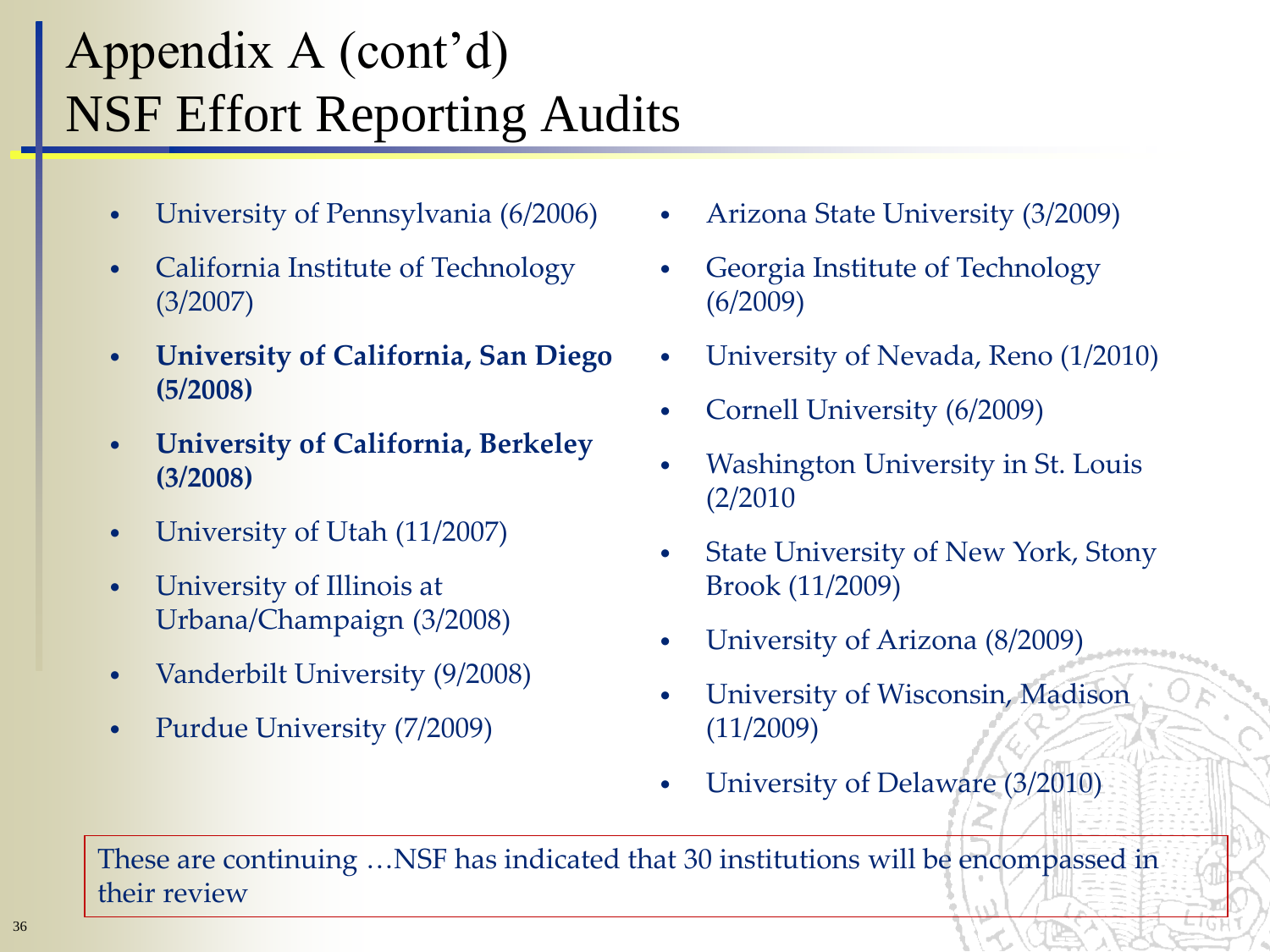# Appendix A (cont'd)
# NSF Effort Reporting Audits

- University of Pennsylvania (6/2006)
- California Institute of Technology (3/2007)
- **University of California, San Diego (5/2008)**
- **University of California, Berkeley (3/2008)**
- University of Utah (11/2007)
- University of Illinois at Urbana/Champaign (3/2008)
- Vanderbilt University (9/2008)
- Purdue University (7/2009)
- Arizona State University (3/2009)
- Georgia Institute of Technology (6/2009)
- University of Nevada, Reno (1/2010)
- Cornell University (6/2009)
- Washington University in St. Louis (2/2010
- State University of New York, Stony Brook (11/2009)
- University of Arizona (8/2009)
- University of Wisconsin, Madison (11/2009)
- University of Delaware (3/2010)

These are continuing …NSF has indicated that 30 institutions will be encompassed in their review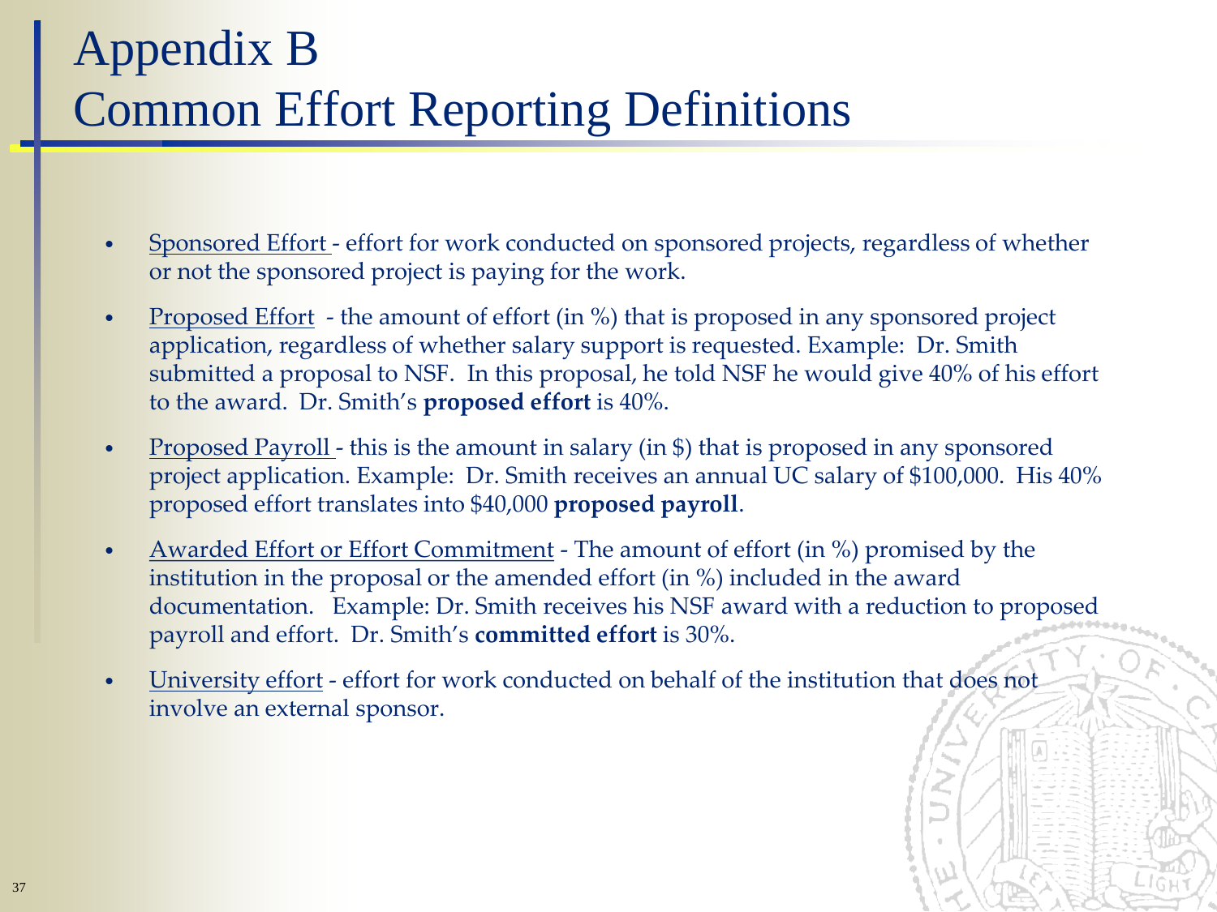# Appendix B
# Common Effort Reporting Definitions

- Sponsored Effort - effort for work conducted on sponsored projects, regardless of whether or not the sponsored project is paying for the work.
- Proposed Effort - the amount of effort (in %) that is proposed in any sponsored project application, regardless of whether salary support is requested. Example: Dr. Smith submitted a proposal to NSF. In this proposal, he told NSF he would give 40% of his effort to the award. Dr. Smith's **proposed effort** is 40%.
- Proposed Payroll - this is the amount in salary (in $) that is proposed in any sponsored project application. Example: Dr. Smith receives an annual UC salary of $100,000. His 40% proposed effort translates into $40,000 **proposed payroll**.
- Awarded Effort or Effort Commitment - The amount of effort (in %) promised by the institution in the proposal or the amended effort (in %) included in the award documentation. Example: Dr. Smith receives his NSF award with a reduction to proposed payroll and effort. Dr. Smith's **committed effort** is 30%.
- University effort - effort for work conducted on behalf of the institution that does not involve an external sponsor.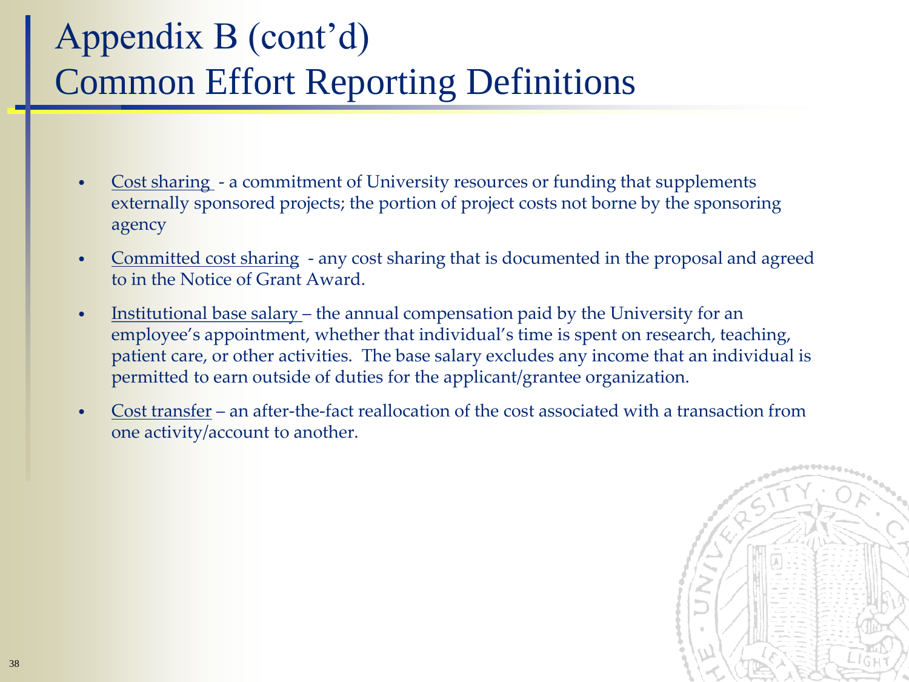# Appendix B (cont'd)
# Common Effort Reporting Definitions

- Cost sharing - a commitment of University resources or funding that supplements externally sponsored projects; the portion of project costs not borne by the sponsoring agency
- Committed cost sharing - any cost sharing that is documented in the proposal and agreed to in the Notice of Grant Award.
- Institutional base salary – the annual compensation paid by the University for an employee's appointment, whether that individual's time is spent on research, teaching, patient care, or other activities. The base salary excludes any income that an individual is permitted to earn outside of duties for the applicant/grantee organization.
- Cost transfer – an after-the-fact reallocation of the cost associated with a transaction from one activity/account to another.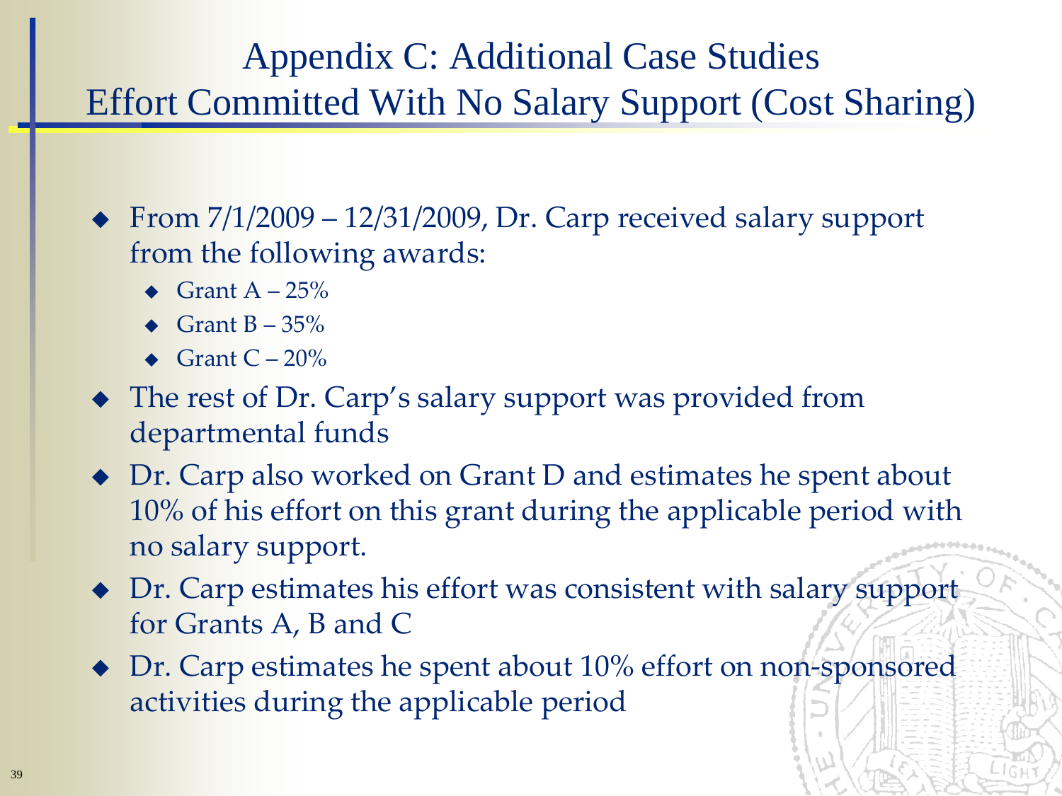# Appendix C: Additional Case Studies
## Effort Committed With No Salary Support (Cost Sharing)

- From 7/1/2009 – 12/31/2009, Dr. Carp received salary support from the following awards:
  - Grant A – 25%
  - Grant B – 35%
  - Grant C – 20%
- The rest of Dr. Carp's salary support was provided from departmental funds
- Dr. Carp also worked on Grant D and estimates he spent about 10% of his effort on this grant during the applicable period with no salary support.
- Dr. Carp estimates his effort was consistent with salary support for Grants A, B and C
- Dr. Carp estimates he spent about 10% effort on non-sponsored activities during the applicable period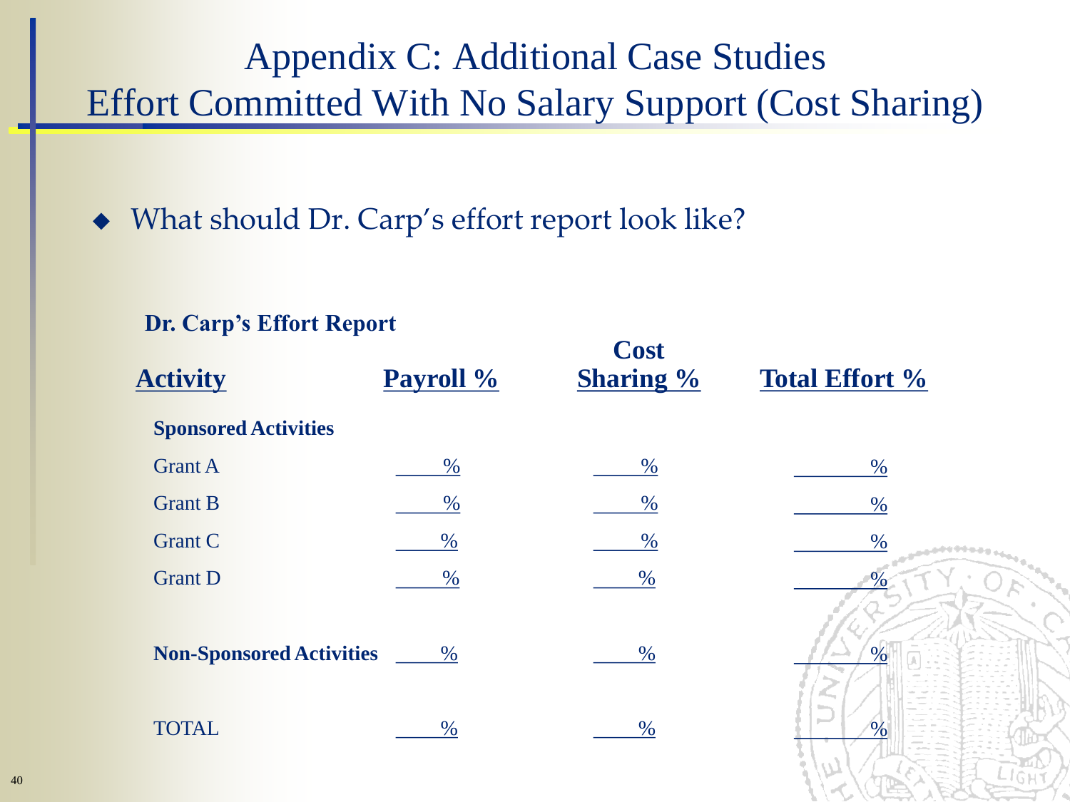# Appendix C: Additional Case Studies
## Effort Committed With No Salary Support (Cost Sharing)

- What should Dr. Carp's effort report look like?

**Dr. Carp's Effort Report**

| Activity | Payroll % | Cost Sharing % | Total Effort % |
|---|---|---|---|
| **Sponsored Activities** | | | |
| Grant A | ____% | ____% | ____% |
| Grant B | ____% | ____% | ____% |
| Grant C | ____% | ____% | ____% |
| Grant D | ____% | ____% | ____% |
| **Non-Sponsored Activities** | ____% | ____% | ____% |
| TOTAL | ____% | ____% | ____% |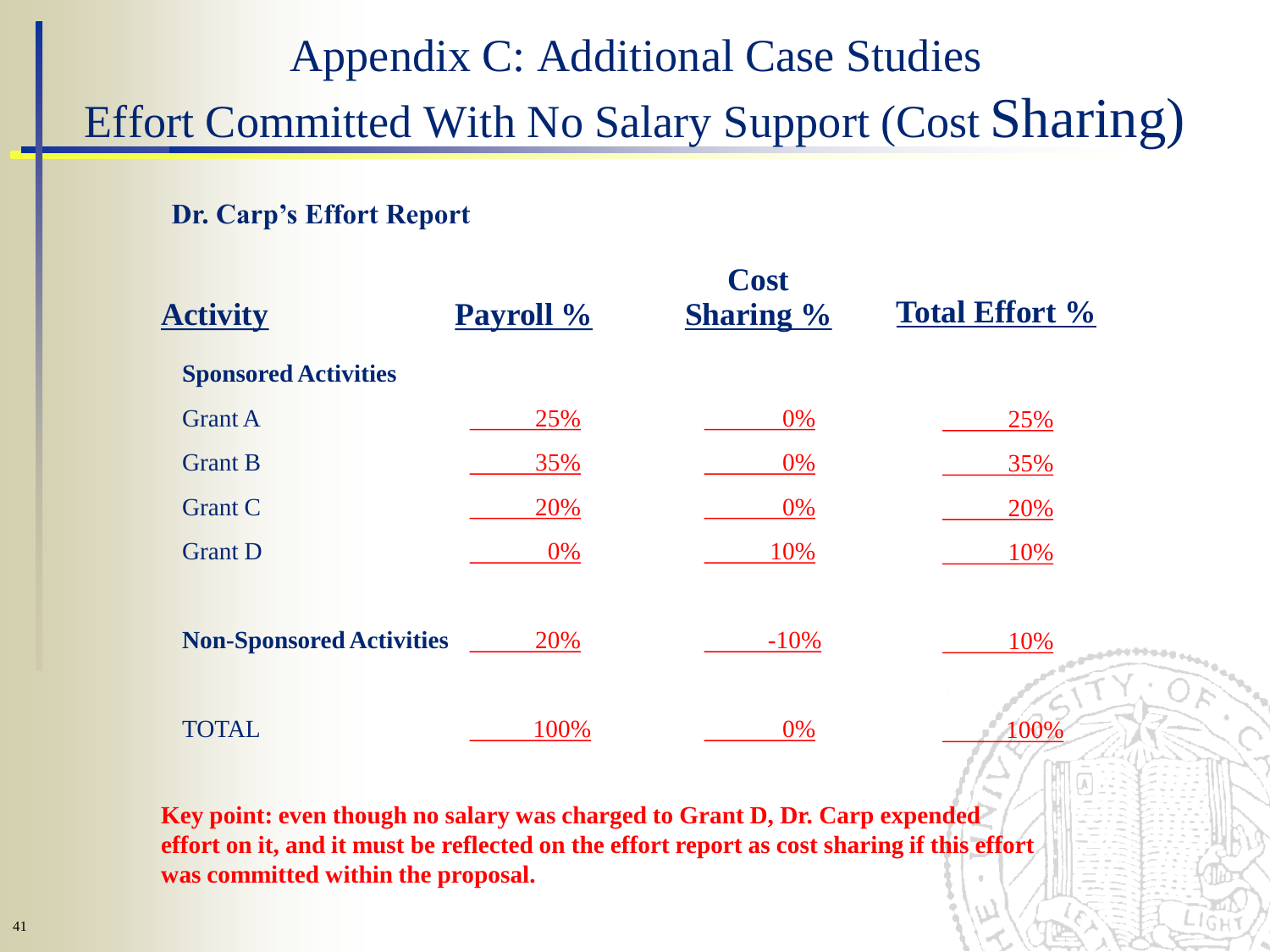# Appendix C: Additional Case Studies

## Effort Committed With No Salary Support (Cost Sharing)

**Dr. Carp's Effort Report**

| Activity | Payroll % | Cost Sharing % | Total Effort % |
|---|---|---|---|
| **Sponsored Activities** | | | |
| Grant A | 25% | 0% | 25% |
| Grant B | 35% | 0% | 35% |
| Grant C | 20% | 0% | 20% |
| Grant D | 0% | 10% | 10% |
| **Non-Sponsored Activities** | 20% | -10% | 10% |
| TOTAL | 100% | 0% | 100% |

**Key point: even though no salary was charged to Grant D, Dr. Carp expended effort on it, and it must be reflected on the effort report as cost sharing if this effort was committed within the proposal.**